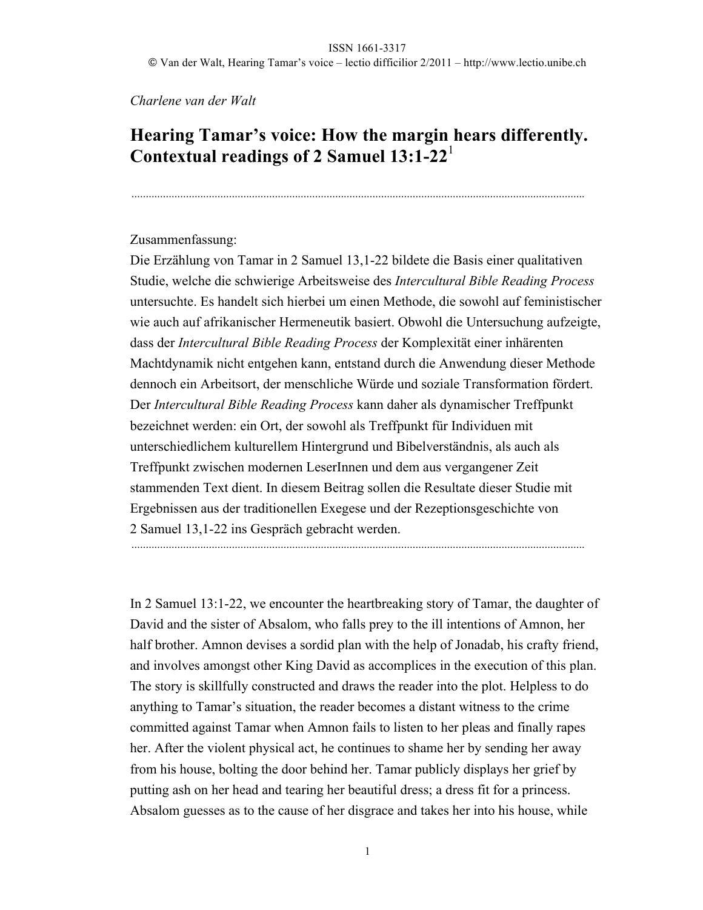*Charlene van der Walt*

# Hearing Tamar's voice: How the margin hears differently. Contextual readings of 2 Samuel 13:1-22[1]

---

Zusammenfassung:

Die Erzählung von Tamar in 2 Samuel 13,1-22 bildete die Basis einer qualitativen Studie, welche die schwierige Arbeitsweise des *Intercultural Bible Reading Process* untersuchte. Es handelt sich hierbei um einen Methode, die sowohl auf feministischer wie auch auf afrikanischer Hermeneutik basiert. Obwohl die Untersuchung aufzeigte, dass der *Intercultural Bible Reading Process* der Komplexität einer inhärenten Machtdynamik nicht entgehen kann, entstand durch die Anwendung dieser Methode dennoch ein Arbeitsort, der menschliche Würde und soziale Transformation fördert. Der *Intercultural Bible Reading Process* kann daher als dynamischer Treffpunkt bezeichnet werden: ein Ort, der sowohl als Treffpunkt für Individuen mit unterschiedlichem kulturellem Hintergrund und Bibelverständnis, als auch als Treffpunkt zwischen modernen LeserInnen und dem aus vergangener Zeit stammenden Text dient. In diesem Beitrag sollen die Resultate dieser Studie mit Ergebnissen aus der traditionellen Exegese und der Rezeptionsgeschichte von 2 Samuel 13,1-22 ins Gespräch gebracht werden.

---

In 2 Samuel 13:1-22, we encounter the heartbreaking story of Tamar, the daughter of David and the sister of Absalom, who falls prey to the ill intentions of Amnon, her half brother. Amnon devises a sordid plan with the help of Jonadab, his crafty friend, and involves amongst other King David as accomplices in the execution of this plan. The story is skillfully constructed and draws the reader into the plot. Helpless to do anything to Tamar's situation, the reader becomes a distant witness to the crime committed against Tamar when Amnon fails to listen to her pleas and finally rapes her. After the violent physical act, he continues to shame her by sending her away from his house, bolting the door behind her. Tamar publicly displays her grief by putting ash on her head and tearing her beautiful dress; a dress fit for a princess. Absalom guesses as to the cause of her disgrace and takes her into his house, while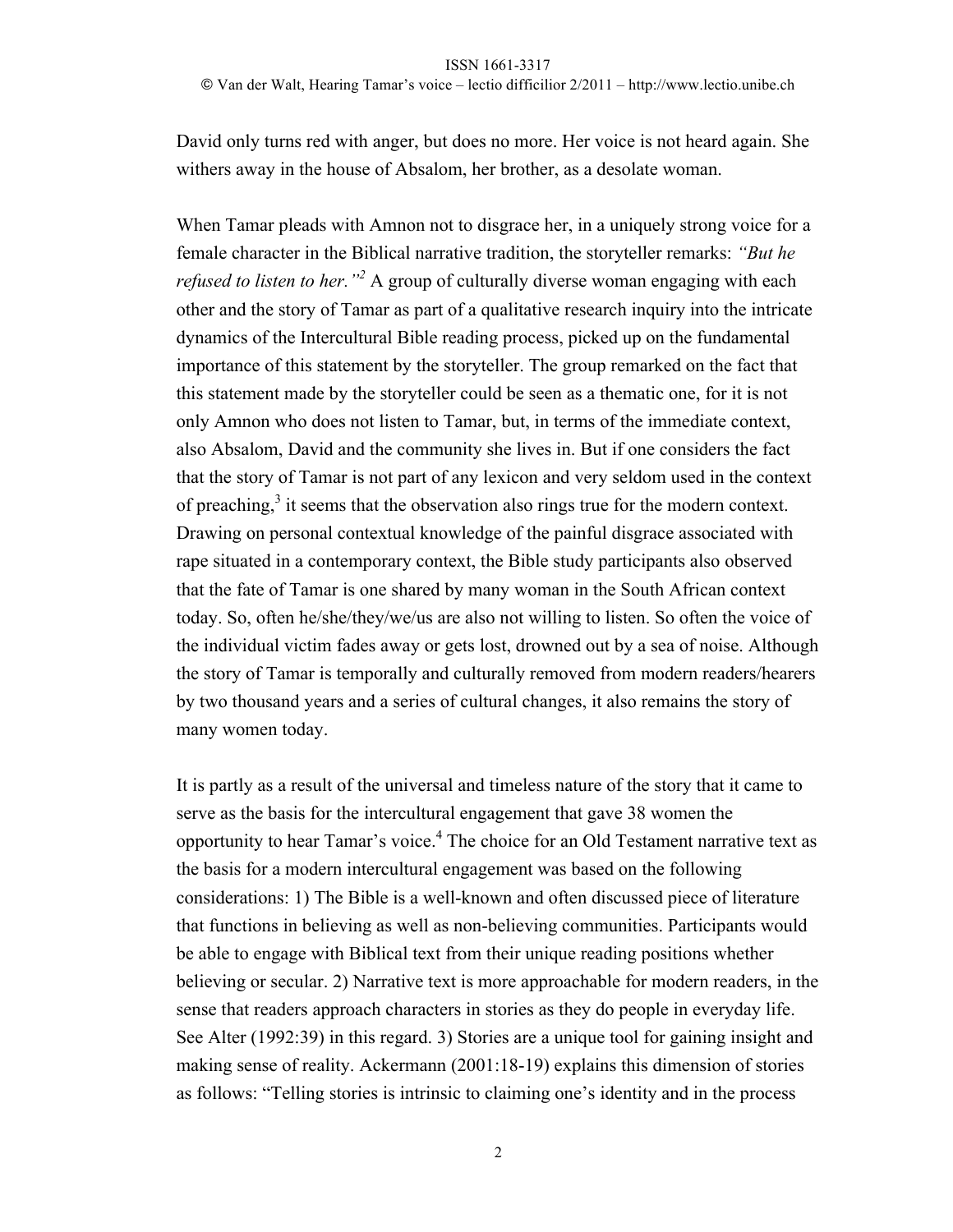David only turns red with anger, but does no more. Her voice is not heard again. She withers away in the house of Absalom, her brother, as a desolate woman.

When Tamar pleads with Amnon not to disgrace her, in a uniquely strong voice for a female character in the Biblical narrative tradition, the storyteller remarks: *"But he refused to listen to her."*[2] A group of culturally diverse woman engaging with each other and the story of Tamar as part of a qualitative research inquiry into the intricate dynamics of the Intercultural Bible reading process, picked up on the fundamental importance of this statement by the storyteller. The group remarked on the fact that this statement made by the storyteller could be seen as a thematic one, for it is not only Amnon who does not listen to Tamar, but, in terms of the immediate context, also Absalom, David and the community she lives in. But if one considers the fact that the story of Tamar is not part of any lexicon and very seldom used in the context of preaching,[3] it seems that the observation also rings true for the modern context. Drawing on personal contextual knowledge of the painful disgrace associated with rape situated in a contemporary context, the Bible study participants also observed that the fate of Tamar is one shared by many woman in the South African context today. So, often he/she/they/we/us are also not willing to listen. So often the voice of the individual victim fades away or gets lost, drowned out by a sea of noise. Although the story of Tamar is temporally and culturally removed from modern readers/hearers by two thousand years and a series of cultural changes, it also remains the story of many women today.

It is partly as a result of the universal and timeless nature of the story that it came to serve as the basis for the intercultural engagement that gave 38 women the opportunity to hear Tamar's voice.[4] The choice for an Old Testament narrative text as the basis for a modern intercultural engagement was based on the following considerations: 1) The Bible is a well-known and often discussed piece of literature that functions in believing as well as non-believing communities. Participants would be able to engage with Biblical text from their unique reading positions whether believing or secular. 2) Narrative text is more approachable for modern readers, in the sense that readers approach characters in stories as they do people in everyday life. See Alter (1992:39) in this regard. 3) Stories are a unique tool for gaining insight and making sense of reality. Ackermann (2001:18-19) explains this dimension of stories as follows: "Telling stories is intrinsic to claiming one's identity and in the process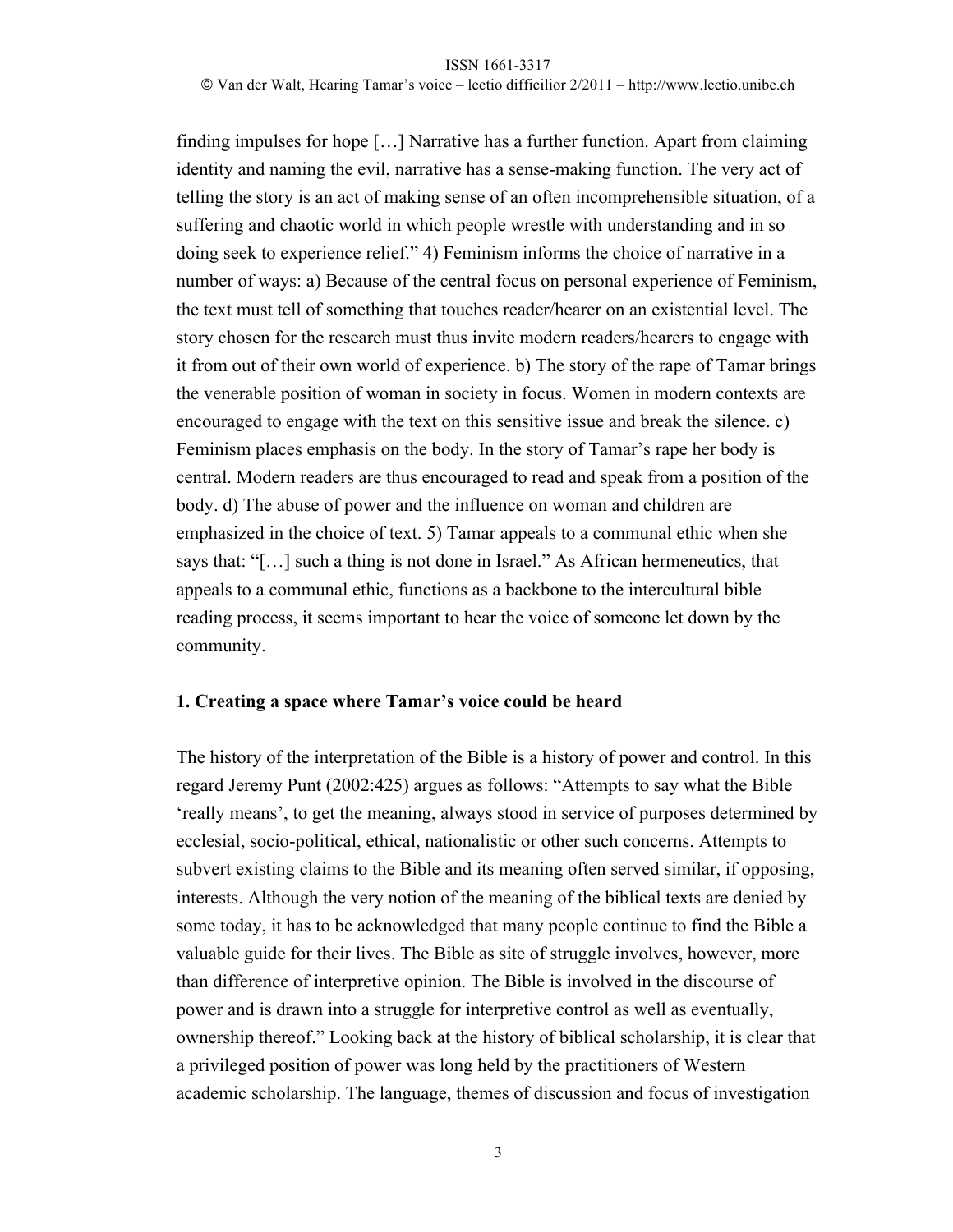finding impulses for hope […] Narrative has a further function. Apart from claiming identity and naming the evil, narrative has a sense-making function. The very act of telling the story is an act of making sense of an often incomprehensible situation, of a suffering and chaotic world in which people wrestle with understanding and in so doing seek to experience relief." 4) Feminism informs the choice of narrative in a number of ways: a) Because of the central focus on personal experience of Feminism, the text must tell of something that touches reader/hearer on an existential level. The story chosen for the research must thus invite modern readers/hearers to engage with it from out of their own world of experience. b) The story of the rape of Tamar brings the venerable position of woman in society in focus. Women in modern contexts are encouraged to engage with the text on this sensitive issue and break the silence. c) Feminism places emphasis on the body. In the story of Tamar's rape her body is central. Modern readers are thus encouraged to read and speak from a position of the body. d) The abuse of power and the influence on woman and children are emphasized in the choice of text. 5) Tamar appeals to a communal ethic when she says that: "[…] such a thing is not done in Israel." As African hermeneutics, that appeals to a communal ethic, functions as a backbone to the intercultural bible reading process, it seems important to hear the voice of someone let down by the community.

## 1. Creating a space where Tamar's voice could be heard

The history of the interpretation of the Bible is a history of power and control. In this regard Jeremy Punt (2002:425) argues as follows: "Attempts to say what the Bible 'really means', to get the meaning, always stood in service of purposes determined by ecclesial, socio-political, ethical, nationalistic or other such concerns. Attempts to subvert existing claims to the Bible and its meaning often served similar, if opposing, interests. Although the very notion of the meaning of the biblical texts are denied by some today, it has to be acknowledged that many people continue to find the Bible a valuable guide for their lives. The Bible as site of struggle involves, however, more than difference of interpretive opinion. The Bible is involved in the discourse of power and is drawn into a struggle for interpretive control as well as eventually, ownership thereof." Looking back at the history of biblical scholarship, it is clear that a privileged position of power was long held by the practitioners of Western academic scholarship. The language, themes of discussion and focus of investigation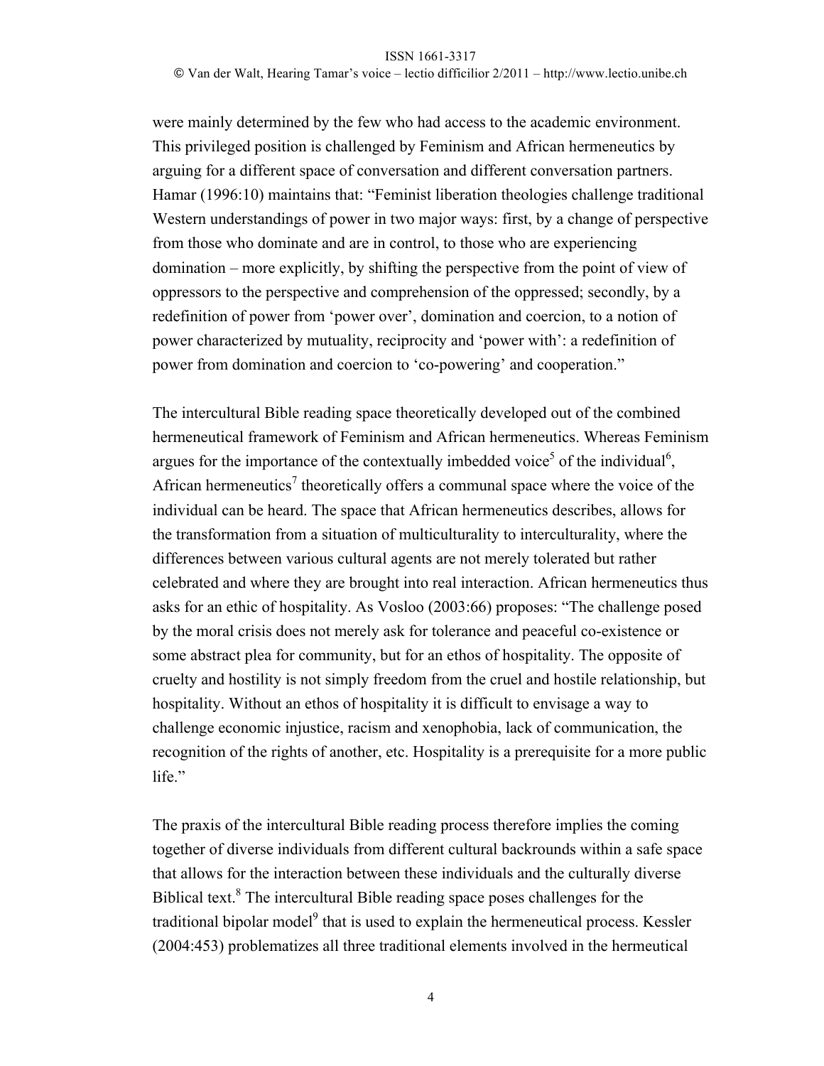were mainly determined by the few who had access to the academic environment. This privileged position is challenged by Feminism and African hermeneutics by arguing for a different space of conversation and different conversation partners. Hamar (1996:10) maintains that: "Feminist liberation theologies challenge traditional Western understandings of power in two major ways: first, by a change of perspective from those who dominate and are in control, to those who are experiencing domination – more explicitly, by shifting the perspective from the point of view of oppressors to the perspective and comprehension of the oppressed; secondly, by a redefinition of power from 'power over', domination and coercion, to a notion of power characterized by mutuality, reciprocity and 'power with': a redefinition of power from domination and coercion to 'co-powering' and cooperation."

The intercultural Bible reading space theoretically developed out of the combined hermeneutical framework of Feminism and African hermeneutics. Whereas Feminism argues for the importance of the contextually imbedded voice[5] of the individual[6], African hermeneutics[7] theoretically offers a communal space where the voice of the individual can be heard. The space that African hermeneutics describes, allows for the transformation from a situation of multiculturality to interculturality, where the differences between various cultural agents are not merely tolerated but rather celebrated and where they are brought into real interaction. African hermeneutics thus asks for an ethic of hospitality. As Vosloo (2003:66) proposes: "The challenge posed by the moral crisis does not merely ask for tolerance and peaceful co-existence or some abstract plea for community, but for an ethos of hospitality. The opposite of cruelty and hostility is not simply freedom from the cruel and hostile relationship, but hospitality. Without an ethos of hospitality it is difficult to envisage a way to challenge economic injustice, racism and xenophobia, lack of communication, the recognition of the rights of another, etc. Hospitality is a prerequisite for a more public life."

The praxis of the intercultural Bible reading process therefore implies the coming together of diverse individuals from different cultural backrounds within a safe space that allows for the interaction between these individuals and the culturally diverse Biblical text.[8] The intercultural Bible reading space poses challenges for the traditional bipolar model[9] that is used to explain the hermeneutical process. Kessler (2004:453) problematizes all three traditional elements involved in the hermeutical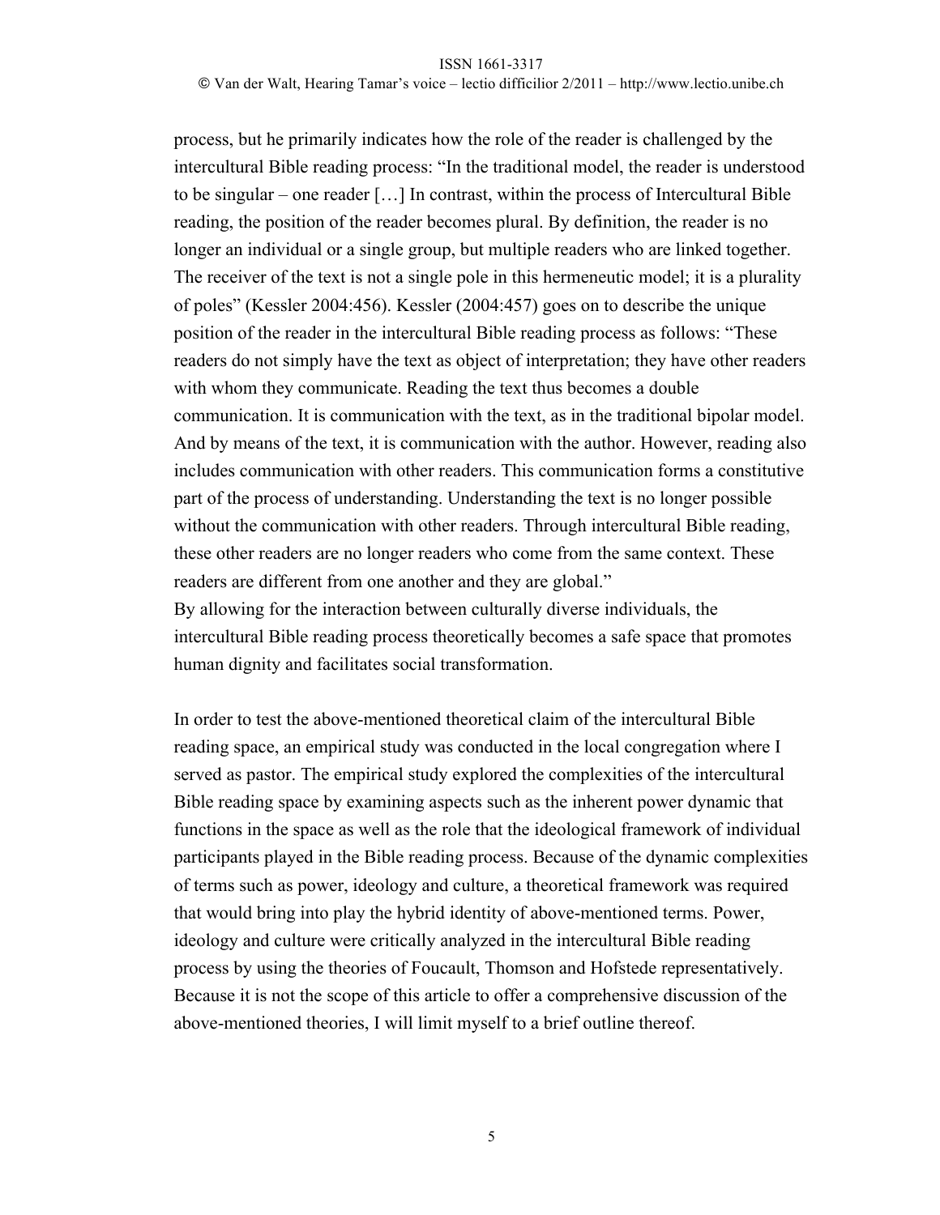process, but he primarily indicates how the role of the reader is challenged by the intercultural Bible reading process: "In the traditional model, the reader is understood to be singular – one reader […] In contrast, within the process of Intercultural Bible reading, the position of the reader becomes plural. By definition, the reader is no longer an individual or a single group, but multiple readers who are linked together. The receiver of the text is not a single pole in this hermeneutic model; it is a plurality of poles" (Kessler 2004:456). Kessler (2004:457) goes on to describe the unique position of the reader in the intercultural Bible reading process as follows: "These readers do not simply have the text as object of interpretation; they have other readers with whom they communicate. Reading the text thus becomes a double communication. It is communication with the text, as in the traditional bipolar model. And by means of the text, it is communication with the author. However, reading also includes communication with other readers. This communication forms a constitutive part of the process of understanding. Understanding the text is no longer possible without the communication with other readers. Through intercultural Bible reading, these other readers are no longer readers who come from the same context. These readers are different from one another and they are global."

By allowing for the interaction between culturally diverse individuals, the intercultural Bible reading process theoretically becomes a safe space that promotes human dignity and facilitates social transformation.

In order to test the above-mentioned theoretical claim of the intercultural Bible reading space, an empirical study was conducted in the local congregation where I served as pastor. The empirical study explored the complexities of the intercultural Bible reading space by examining aspects such as the inherent power dynamic that functions in the space as well as the role that the ideological framework of individual participants played in the Bible reading process. Because of the dynamic complexities of terms such as power, ideology and culture, a theoretical framework was required that would bring into play the hybrid identity of above-mentioned terms. Power, ideology and culture were critically analyzed in the intercultural Bible reading process by using the theories of Foucault, Thomson and Hofstede representatively. Because it is not the scope of this article to offer a comprehensive discussion of the above-mentioned theories, I will limit myself to a brief outline thereof.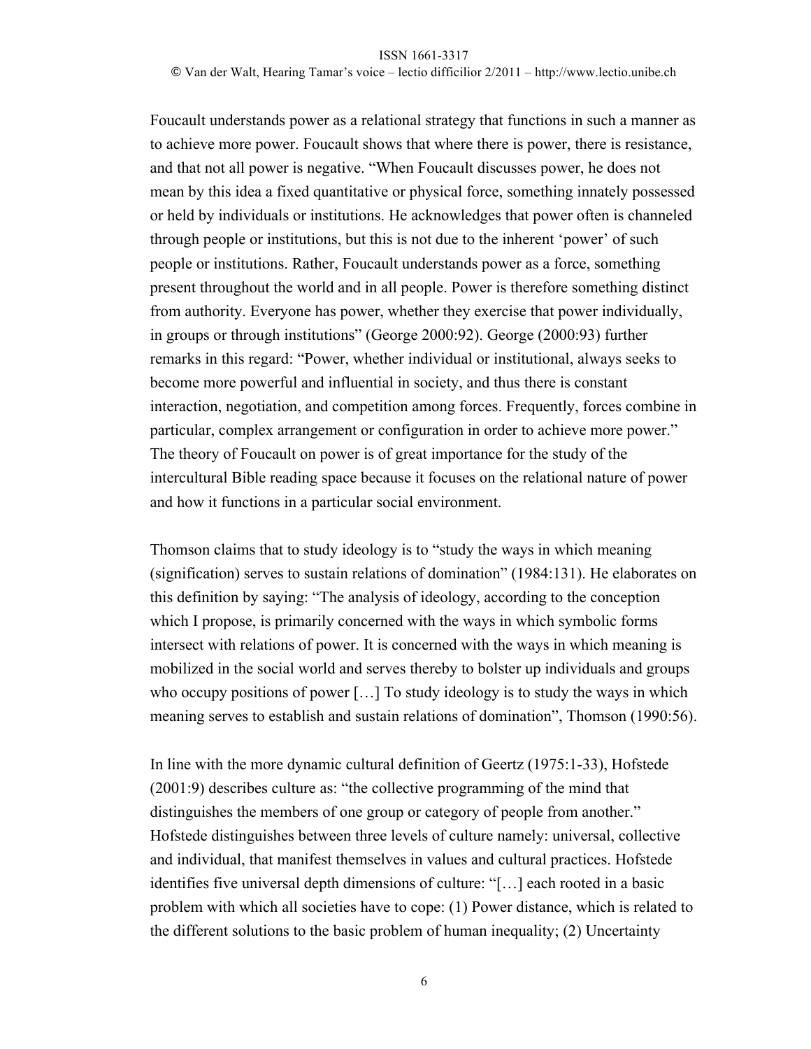Foucault understands power as a relational strategy that functions in such a manner as to achieve more power. Foucault shows that where there is power, there is resistance, and that not all power is negative. "When Foucault discusses power, he does not mean by this idea a fixed quantitative or physical force, something innately possessed or held by individuals or institutions. He acknowledges that power often is channeled through people or institutions, but this is not due to the inherent 'power' of such people or institutions. Rather, Foucault understands power as a force, something present throughout the world and in all people. Power is therefore something distinct from authority. Everyone has power, whether they exercise that power individually, in groups or through institutions" (George 2000:92). George (2000:93) further remarks in this regard: "Power, whether individual or institutional, always seeks to become more powerful and influential in society, and thus there is constant interaction, negotiation, and competition among forces. Frequently, forces combine in particular, complex arrangement or configuration in order to achieve more power." The theory of Foucault on power is of great importance for the study of the intercultural Bible reading space because it focuses on the relational nature of power and how it functions in a particular social environment.

Thomson claims that to study ideology is to "study the ways in which meaning (signification) serves to sustain relations of domination" (1984:131). He elaborates on this definition by saying: "The analysis of ideology, according to the conception which I propose, is primarily concerned with the ways in which symbolic forms intersect with relations of power. It is concerned with the ways in which meaning is mobilized in the social world and serves thereby to bolster up individuals and groups who occupy positions of power […] To study ideology is to study the ways in which meaning serves to establish and sustain relations of domination", Thomson (1990:56).

In line with the more dynamic cultural definition of Geertz (1975:1-33), Hofstede (2001:9) describes culture as: "the collective programming of the mind that distinguishes the members of one group or category of people from another." Hofstede distinguishes between three levels of culture namely: universal, collective and individual, that manifest themselves in values and cultural practices. Hofstede identifies five universal depth dimensions of culture: "[…] each rooted in a basic problem with which all societies have to cope: (1) Power distance, which is related to the different solutions to the basic problem of human inequality; (2) Uncertainty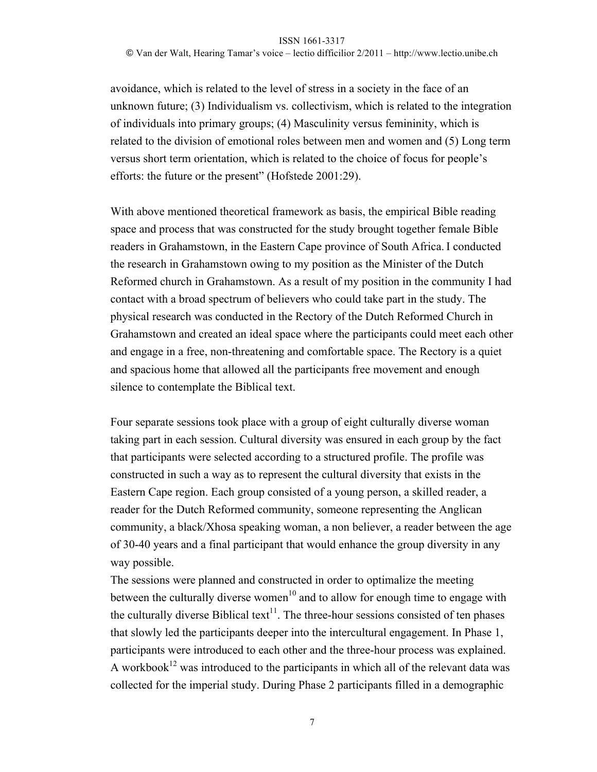avoidance, which is related to the level of stress in a society in the face of an unknown future; (3) Individualism vs. collectivism, which is related to the integration of individuals into primary groups; (4) Masculinity versus femininity, which is related to the division of emotional roles between men and women and (5) Long term versus short term orientation, which is related to the choice of focus for people's efforts: the future or the present" (Hofstede 2001:29).

With above mentioned theoretical framework as basis, the empirical Bible reading space and process that was constructed for the study brought together female Bible readers in Grahamstown, in the Eastern Cape province of South Africa. I conducted the research in Grahamstown owing to my position as the Minister of the Dutch Reformed church in Grahamstown. As a result of my position in the community I had contact with a broad spectrum of believers who could take part in the study. The physical research was conducted in the Rectory of the Dutch Reformed Church in Grahamstown and created an ideal space where the participants could meet each other and engage in a free, non-threatening and comfortable space. The Rectory is a quiet and spacious home that allowed all the participants free movement and enough silence to contemplate the Biblical text.

Four separate sessions took place with a group of eight culturally diverse woman taking part in each session. Cultural diversity was ensured in each group by the fact that participants were selected according to a structured profile. The profile was constructed in such a way as to represent the cultural diversity that exists in the Eastern Cape region. Each group consisted of a young person, a skilled reader, a reader for the Dutch Reformed community, someone representing the Anglican community, a black/Xhosa speaking woman, a non believer, a reader between the age of 30-40 years and a final participant that would enhance the group diversity in any way possible.

The sessions were planned and constructed in order to optimalize the meeting between the culturally diverse women[10] and to allow for enough time to engage with the culturally diverse Biblical text[11]. The three-hour sessions consisted of ten phases that slowly led the participants deeper into the intercultural engagement. In Phase 1, participants were introduced to each other and the three-hour process was explained. A workbook[12] was introduced to the participants in which all of the relevant data was collected for the imperial study. During Phase 2 participants filled in a demographic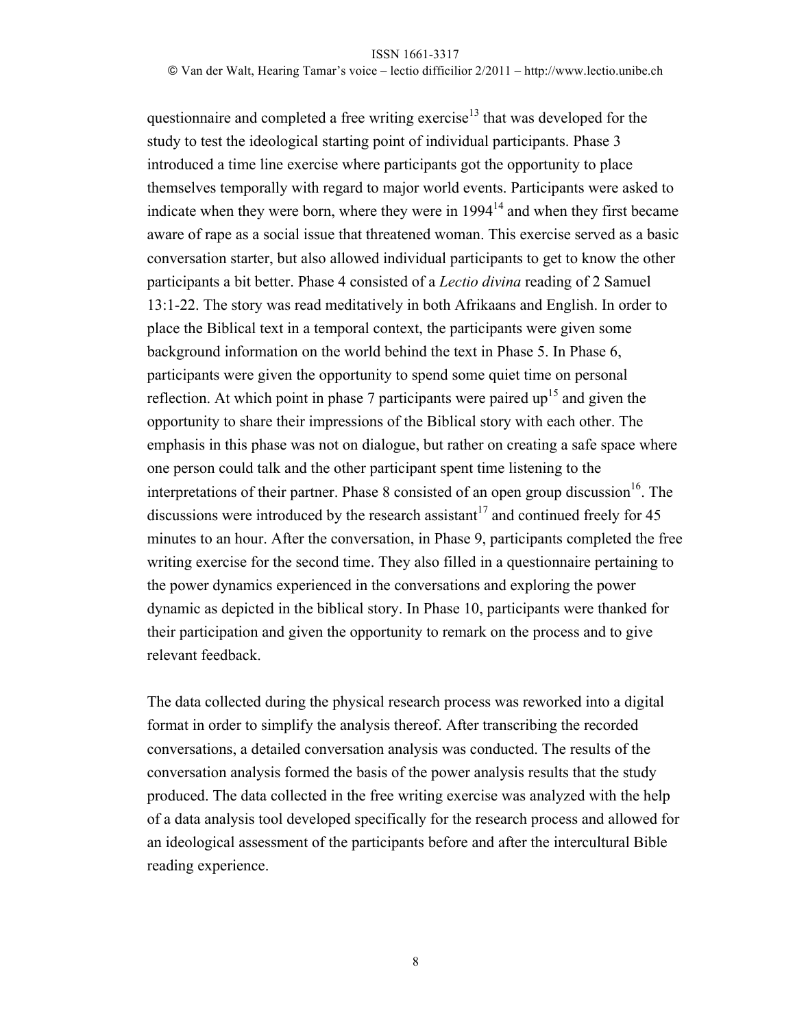questionnaire and completed a free writing exercise[13] that was developed for the study to test the ideological starting point of individual participants. Phase 3 introduced a time line exercise where participants got the opportunity to place themselves temporally with regard to major world events. Participants were asked to indicate when they were born, where they were in 1994[14] and when they first became aware of rape as a social issue that threatened woman. This exercise served as a basic conversation starter, but also allowed individual participants to get to know the other participants a bit better. Phase 4 consisted of a *Lectio divina* reading of 2 Samuel 13:1-22. The story was read meditatively in both Afrikaans and English. In order to place the Biblical text in a temporal context, the participants were given some background information on the world behind the text in Phase 5. In Phase 6, participants were given the opportunity to spend some quiet time on personal reflection. At which point in phase 7 participants were paired up[15] and given the opportunity to share their impressions of the Biblical story with each other. The emphasis in this phase was not on dialogue, but rather on creating a safe space where one person could talk and the other participant spent time listening to the interpretations of their partner. Phase 8 consisted of an open group discussion[16]. The discussions were introduced by the research assistant[17] and continued freely for 45 minutes to an hour. After the conversation, in Phase 9, participants completed the free writing exercise for the second time. They also filled in a questionnaire pertaining to the power dynamics experienced in the conversations and exploring the power dynamic as depicted in the biblical story. In Phase 10, participants were thanked for their participation and given the opportunity to remark on the process and to give relevant feedback.

The data collected during the physical research process was reworked into a digital format in order to simplify the analysis thereof. After transcribing the recorded conversations, a detailed conversation analysis was conducted. The results of the conversation analysis formed the basis of the power analysis results that the study produced. The data collected in the free writing exercise was analyzed with the help of a data analysis tool developed specifically for the research process and allowed for an ideological assessment of the participants before and after the intercultural Bible reading experience.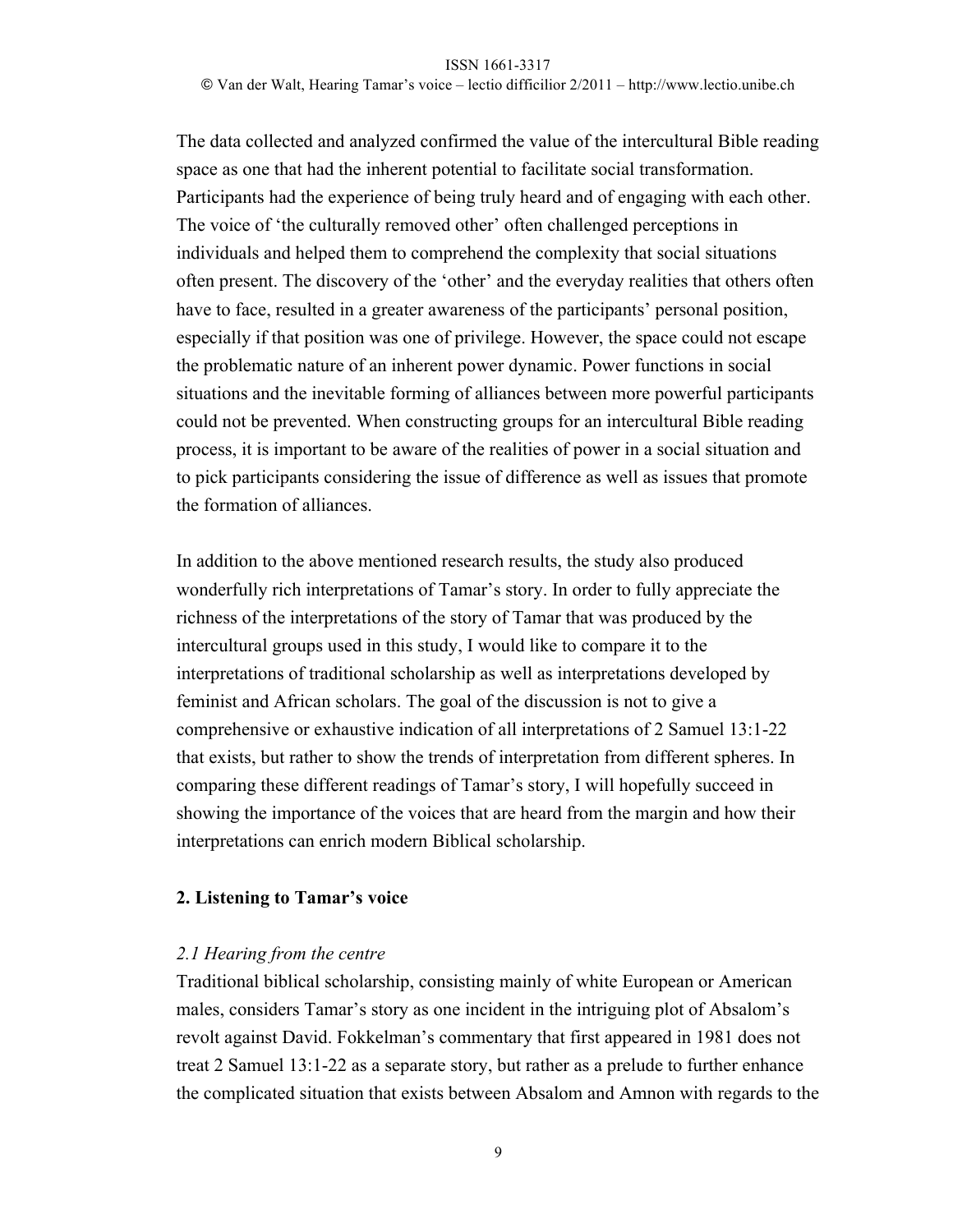The data collected and analyzed confirmed the value of the intercultural Bible reading space as one that had the inherent potential to facilitate social transformation. Participants had the experience of being truly heard and of engaging with each other. The voice of 'the culturally removed other' often challenged perceptions in individuals and helped them to comprehend the complexity that social situations often present. The discovery of the 'other' and the everyday realities that others often have to face, resulted in a greater awareness of the participants' personal position, especially if that position was one of privilege. However, the space could not escape the problematic nature of an inherent power dynamic. Power functions in social situations and the inevitable forming of alliances between more powerful participants could not be prevented. When constructing groups for an intercultural Bible reading process, it is important to be aware of the realities of power in a social situation and to pick participants considering the issue of difference as well as issues that promote the formation of alliances.

In addition to the above mentioned research results, the study also produced wonderfully rich interpretations of Tamar's story. In order to fully appreciate the richness of the interpretations of the story of Tamar that was produced by the intercultural groups used in this study, I would like to compare it to the interpretations of traditional scholarship as well as interpretations developed by feminist and African scholars. The goal of the discussion is not to give a comprehensive or exhaustive indication of all interpretations of 2 Samuel 13:1-22 that exists, but rather to show the trends of interpretation from different spheres. In comparing these different readings of Tamar's story, I will hopefully succeed in showing the importance of the voices that are heard from the margin and how their interpretations can enrich modern Biblical scholarship.

## 2. Listening to Tamar's voice

### *2.1 Hearing from the centre*

Traditional biblical scholarship, consisting mainly of white European or American males, considers Tamar's story as one incident in the intriguing plot of Absalom's revolt against David. Fokkelman's commentary that first appeared in 1981 does not treat 2 Samuel 13:1-22 as a separate story, but rather as a prelude to further enhance the complicated situation that exists between Absalom and Amnon with regards to the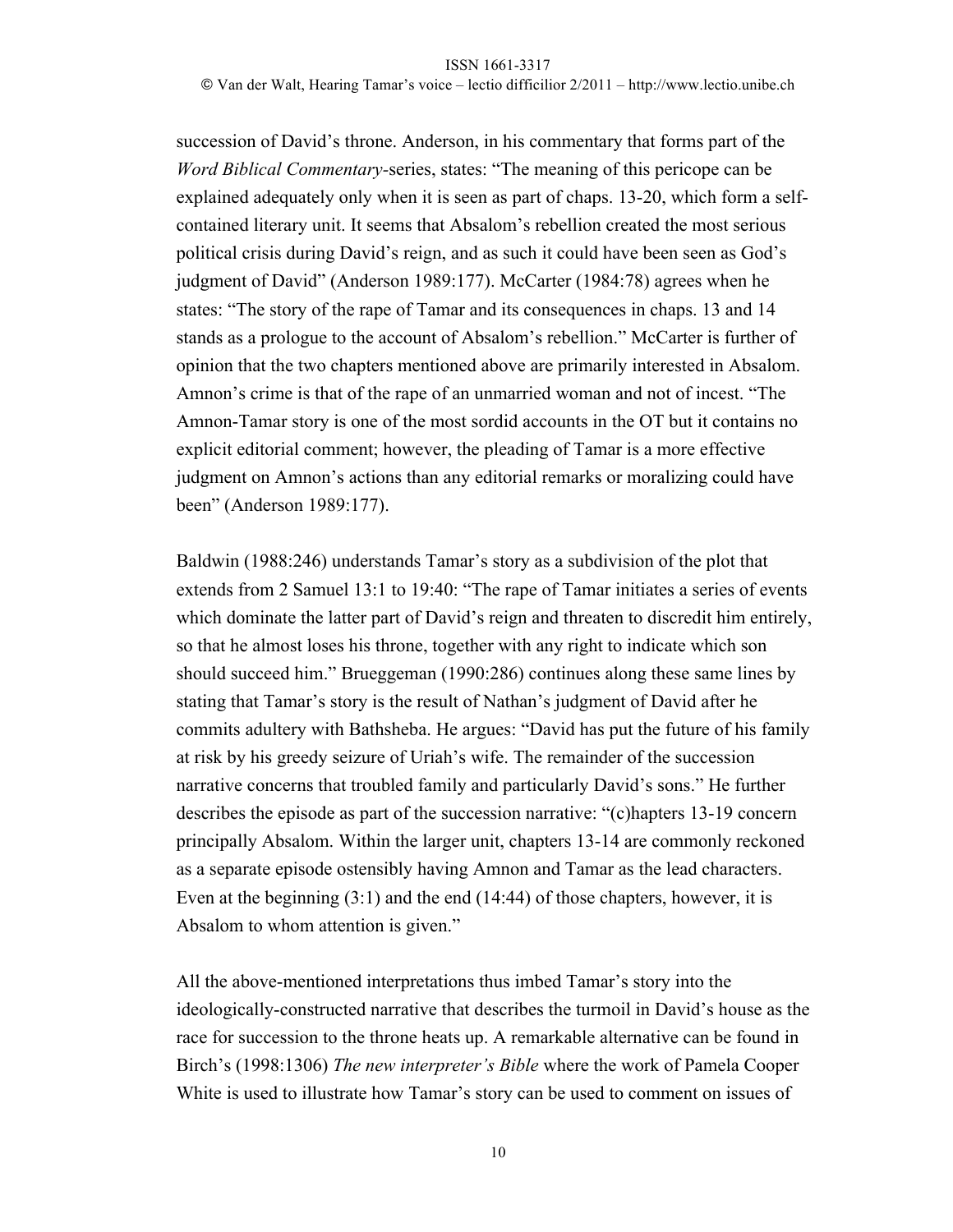succession of David's throne. Anderson, in his commentary that forms part of the *Word Biblical Commentary*-series, states: "The meaning of this pericope can be explained adequately only when it is seen as part of chaps. 13-20, which form a self-contained literary unit. It seems that Absalom's rebellion created the most serious political crisis during David's reign, and as such it could have been seen as God's judgment of David" (Anderson 1989:177). McCarter (1984:78) agrees when he states: "The story of the rape of Tamar and its consequences in chaps. 13 and 14 stands as a prologue to the account of Absalom's rebellion." McCarter is further of opinion that the two chapters mentioned above are primarily interested in Absalom. Amnon's crime is that of the rape of an unmarried woman and not of incest. "The Amnon-Tamar story is one of the most sordid accounts in the OT but it contains no explicit editorial comment; however, the pleading of Tamar is a more effective judgment on Amnon's actions than any editorial remarks or moralizing could have been" (Anderson 1989:177).

Baldwin (1988:246) understands Tamar's story as a subdivision of the plot that extends from 2 Samuel 13:1 to 19:40: "The rape of Tamar initiates a series of events which dominate the latter part of David's reign and threaten to discredit him entirely, so that he almost loses his throne, together with any right to indicate which son should succeed him." Brueggeman (1990:286) continues along these same lines by stating that Tamar's story is the result of Nathan's judgment of David after he commits adultery with Bathsheba. He argues: "David has put the future of his family at risk by his greedy seizure of Uriah's wife. The remainder of the succession narrative concerns that troubled family and particularly David's sons." He further describes the episode as part of the succession narrative: "(c)hapters 13-19 concern principally Absalom. Within the larger unit, chapters 13-14 are commonly reckoned as a separate episode ostensibly having Amnon and Tamar as the lead characters. Even at the beginning (3:1) and the end (14:44) of those chapters, however, it is Absalom to whom attention is given."

All the above-mentioned interpretations thus imbed Tamar's story into the ideologically-constructed narrative that describes the turmoil in David's house as the race for succession to the throne heats up. A remarkable alternative can be found in Birch's (1998:1306) *The new interpreter's Bible* where the work of Pamela Cooper White is used to illustrate how Tamar's story can be used to comment on issues of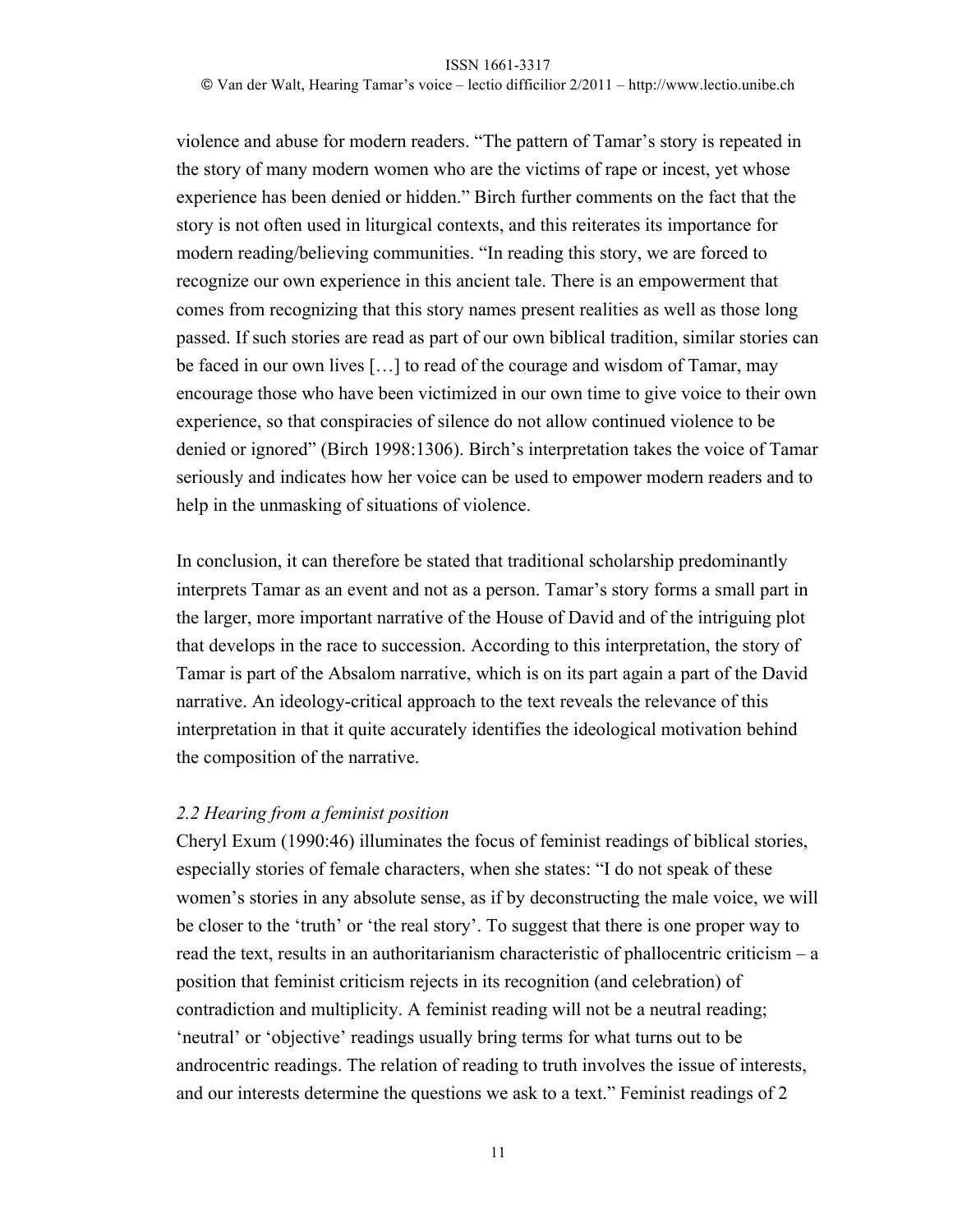violence and abuse for modern readers. “The pattern of Tamar’s story is repeated in the story of many modern women who are the victims of rape or incest, yet whose experience has been denied or hidden.” Birch further comments on the fact that the story is not often used in liturgical contexts, and this reiterates its importance for modern reading/believing communities. “In reading this story, we are forced to recognize our own experience in this ancient tale. There is an empowerment that comes from recognizing that this story names present realities as well as those long passed. If such stories are read as part of our own biblical tradition, similar stories can be faced in our own lives […] to read of the courage and wisdom of Tamar, may encourage those who have been victimized in our own time to give voice to their own experience, so that conspiracies of silence do not allow continued violence to be denied or ignored” (Birch 1998:1306). Birch’s interpretation takes the voice of Tamar seriously and indicates how her voice can be used to empower modern readers and to help in the unmasking of situations of violence.

In conclusion, it can therefore be stated that traditional scholarship predominantly interprets Tamar as an event and not as a person. Tamar’s story forms a small part in the larger, more important narrative of the House of David and of the intriguing plot that develops in the race to succession. According to this interpretation, the story of Tamar is part of the Absalom narrative, which is on its part again a part of the David narrative. An ideology-critical approach to the text reveals the relevance of this interpretation in that it quite accurately identifies the ideological motivation behind the composition of the narrative.

### *2.2 Hearing from a feminist position*

Cheryl Exum (1990:46) illuminates the focus of feminist readings of biblical stories, especially stories of female characters, when she states: “I do not speak of these women’s stories in any absolute sense, as if by deconstructing the male voice, we will be closer to the ‘truth’ or ‘the real story’. To suggest that there is one proper way to read the text, results in an authoritarianism characteristic of phallocentric criticism – a position that feminist criticism rejects in its recognition (and celebration) of contradiction and multiplicity. A feminist reading will not be a neutral reading; ‘neutral’ or ‘objective’ readings usually bring terms for what turns out to be androcentric readings. The relation of reading to truth involves the issue of interests, and our interests determine the questions we ask to a text.” Feminist readings of 2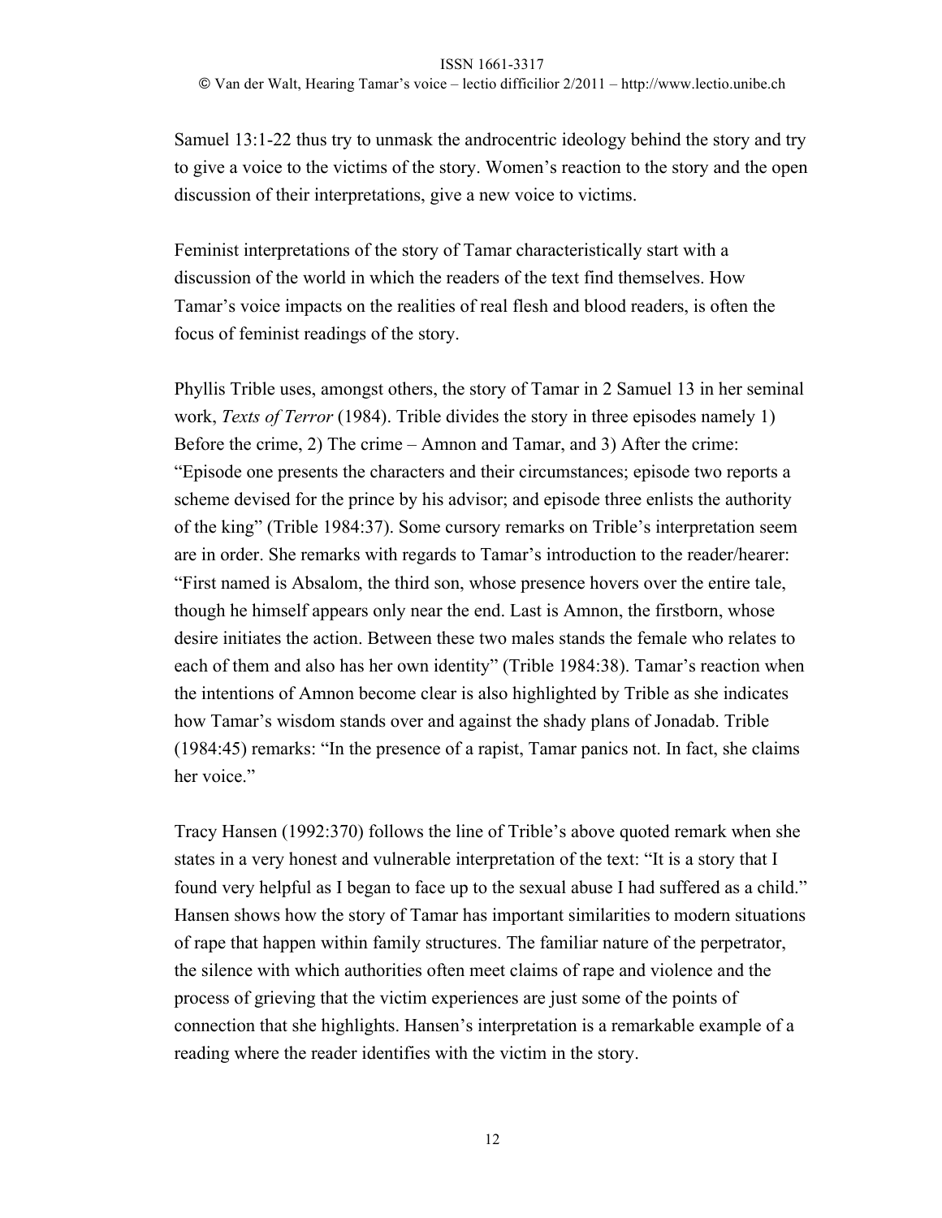Samuel 13:1-22 thus try to unmask the androcentric ideology behind the story and try to give a voice to the victims of the story. Women's reaction to the story and the open discussion of their interpretations, give a new voice to victims.

Feminist interpretations of the story of Tamar characteristically start with a discussion of the world in which the readers of the text find themselves. How Tamar's voice impacts on the realities of real flesh and blood readers, is often the focus of feminist readings of the story.

Phyllis Trible uses, amongst others, the story of Tamar in 2 Samuel 13 in her seminal work, *Texts of Terror* (1984). Trible divides the story in three episodes namely 1) Before the crime, 2) The crime – Amnon and Tamar, and 3) After the crime: "Episode one presents the characters and their circumstances; episode two reports a scheme devised for the prince by his advisor; and episode three enlists the authority of the king" (Trible 1984:37). Some cursory remarks on Trible's interpretation seem are in order. She remarks with regards to Tamar's introduction to the reader/hearer: "First named is Absalom, the third son, whose presence hovers over the entire tale, though he himself appears only near the end. Last is Amnon, the firstborn, whose desire initiates the action. Between these two males stands the female who relates to each of them and also has her own identity" (Trible 1984:38). Tamar's reaction when the intentions of Amnon become clear is also highlighted by Trible as she indicates how Tamar's wisdom stands over and against the shady plans of Jonadab. Trible (1984:45) remarks: "In the presence of a rapist, Tamar panics not. In fact, she claims her voice."

Tracy Hansen (1992:370) follows the line of Trible's above quoted remark when she states in a very honest and vulnerable interpretation of the text: "It is a story that I found very helpful as I began to face up to the sexual abuse I had suffered as a child." Hansen shows how the story of Tamar has important similarities to modern situations of rape that happen within family structures. The familiar nature of the perpetrator, the silence with which authorities often meet claims of rape and violence and the process of grieving that the victim experiences are just some of the points of connection that she highlights. Hansen's interpretation is a remarkable example of a reading where the reader identifies with the victim in the story.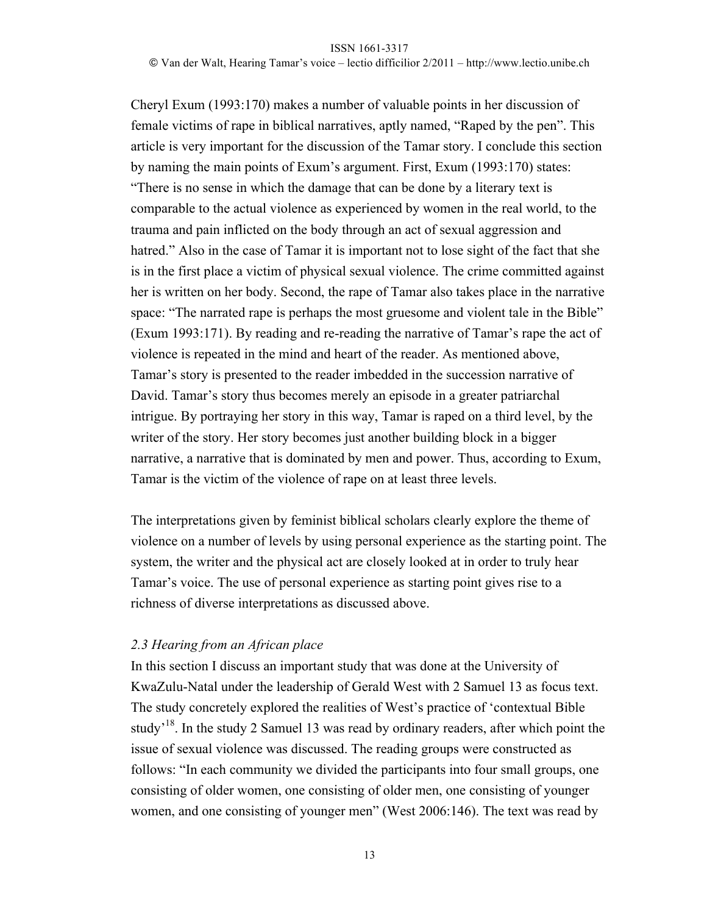Cheryl Exum (1993:170) makes a number of valuable points in her discussion of female victims of rape in biblical narratives, aptly named, "Raped by the pen". This article is very important for the discussion of the Tamar story. I conclude this section by naming the main points of Exum's argument. First, Exum (1993:170) states: "There is no sense in which the damage that can be done by a literary text is comparable to the actual violence as experienced by women in the real world, to the trauma and pain inflicted on the body through an act of sexual aggression and hatred." Also in the case of Tamar it is important not to lose sight of the fact that she is in the first place a victim of physical sexual violence. The crime committed against her is written on her body. Second, the rape of Tamar also takes place in the narrative space: "The narrated rape is perhaps the most gruesome and violent tale in the Bible" (Exum 1993:171). By reading and re-reading the narrative of Tamar's rape the act of violence is repeated in the mind and heart of the reader. As mentioned above, Tamar's story is presented to the reader imbedded in the succession narrative of David. Tamar's story thus becomes merely an episode in a greater patriarchal intrigue. By portraying her story in this way, Tamar is raped on a third level, by the writer of the story. Her story becomes just another building block in a bigger narrative, a narrative that is dominated by men and power. Thus, according to Exum, Tamar is the victim of the violence of rape on at least three levels.

The interpretations given by feminist biblical scholars clearly explore the theme of violence on a number of levels by using personal experience as the starting point. The system, the writer and the physical act are closely looked at in order to truly hear Tamar's voice. The use of personal experience as starting point gives rise to a richness of diverse interpretations as discussed above.

### *2.3 Hearing from an African place*

In this section I discuss an important study that was done at the University of KwaZulu-Natal under the leadership of Gerald West with 2 Samuel 13 as focus text. The study concretely explored the realities of West's practice of 'contextual Bible study'[18]. In the study 2 Samuel 13 was read by ordinary readers, after which point the issue of sexual violence was discussed. The reading groups were constructed as follows: "In each community we divided the participants into four small groups, one consisting of older women, one consisting of older men, one consisting of younger women, and one consisting of younger men" (West 2006:146). The text was read by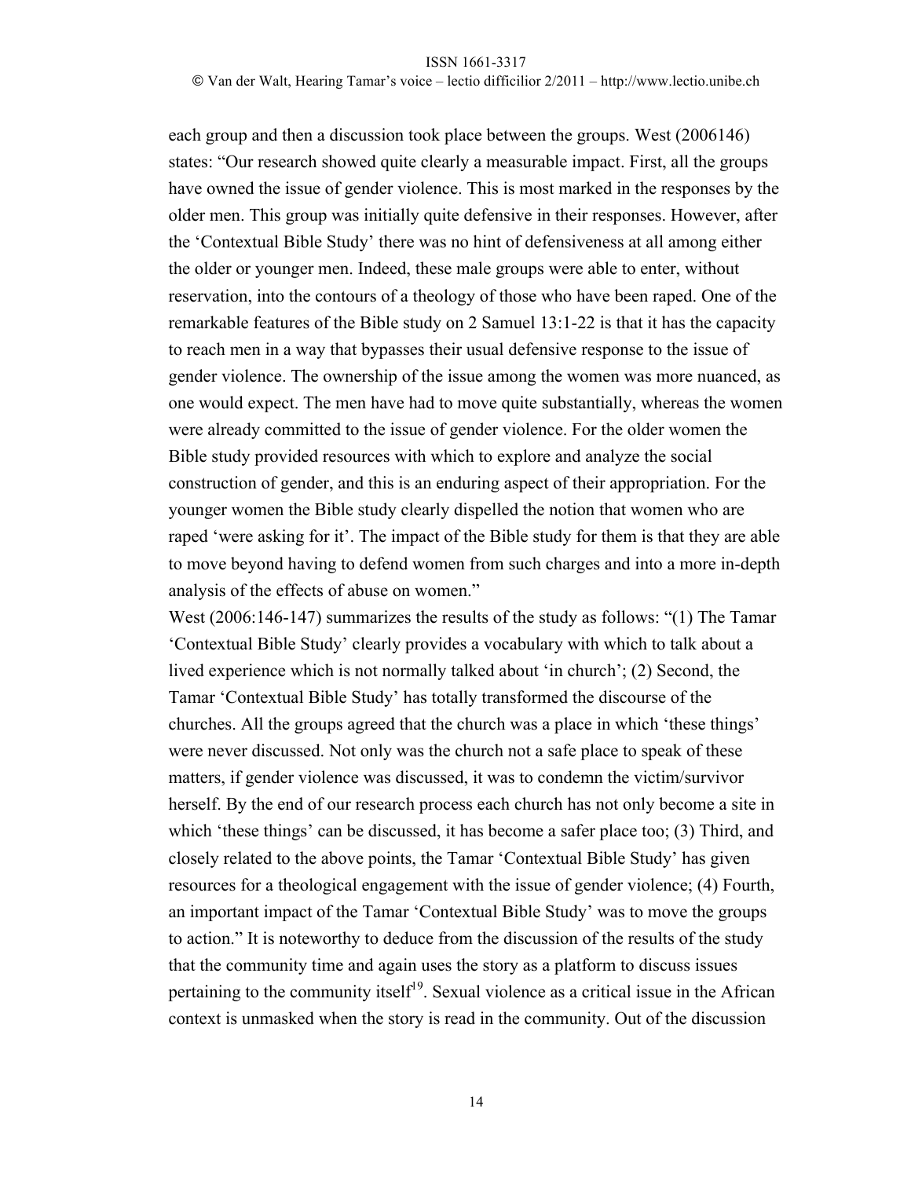each group and then a discussion took place between the groups. West (2006146) states: "Our research showed quite clearly a measurable impact. First, all the groups have owned the issue of gender violence. This is most marked in the responses by the older men. This group was initially quite defensive in their responses. However, after the 'Contextual Bible Study' there was no hint of defensiveness at all among either the older or younger men. Indeed, these male groups were able to enter, without reservation, into the contours of a theology of those who have been raped. One of the remarkable features of the Bible study on 2 Samuel 13:1-22 is that it has the capacity to reach men in a way that bypasses their usual defensive response to the issue of gender violence. The ownership of the issue among the women was more nuanced, as one would expect. The men have had to move quite substantially, whereas the women were already committed to the issue of gender violence. For the older women the Bible study provided resources with which to explore and analyze the social construction of gender, and this is an enduring aspect of their appropriation. For the younger women the Bible study clearly dispelled the notion that women who are raped 'were asking for it'. The impact of the Bible study for them is that they are able to move beyond having to defend women from such charges and into a more in-depth analysis of the effects of abuse on women."

West (2006:146-147) summarizes the results of the study as follows: "(1) The Tamar 'Contextual Bible Study' clearly provides a vocabulary with which to talk about a lived experience which is not normally talked about 'in church'; (2) Second, the Tamar 'Contextual Bible Study' has totally transformed the discourse of the churches. All the groups agreed that the church was a place in which 'these things' were never discussed. Not only was the church not a safe place to speak of these matters, if gender violence was discussed, it was to condemn the victim/survivor herself. By the end of our research process each church has not only become a site in which 'these things' can be discussed, it has become a safer place too; (3) Third, and closely related to the above points, the Tamar 'Contextual Bible Study' has given resources for a theological engagement with the issue of gender violence; (4) Fourth, an important impact of the Tamar 'Contextual Bible Study' was to move the groups to action." It is noteworthy to deduce from the discussion of the results of the study that the community time and again uses the story as a platform to discuss issues pertaining to the community itself[19]. Sexual violence as a critical issue in the African context is unmasked when the story is read in the community. Out of the discussion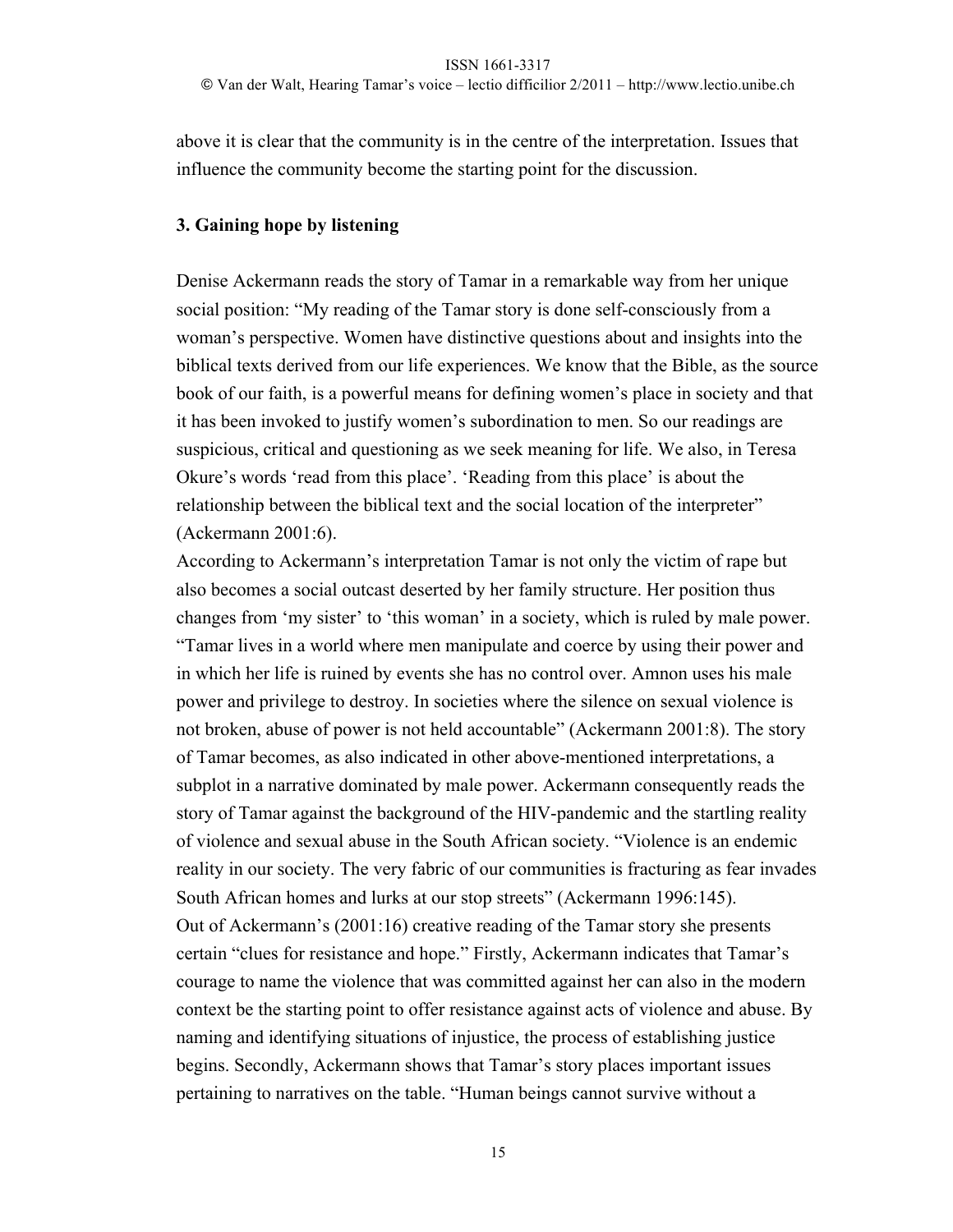above it is clear that the community is in the centre of the interpretation. Issues that influence the community become the starting point for the discussion.

### 3. Gaining hope by listening

Denise Ackermann reads the story of Tamar in a remarkable way from her unique social position: "My reading of the Tamar story is done self-consciously from a woman's perspective. Women have distinctive questions about and insights into the biblical texts derived from our life experiences. We know that the Bible, as the source book of our faith, is a powerful means for defining women's place in society and that it has been invoked to justify women's subordination to men. So our readings are suspicious, critical and questioning as we seek meaning for life. We also, in Teresa Okure's words 'read from this place'. 'Reading from this place' is about the relationship between the biblical text and the social location of the interpreter" (Ackermann 2001:6).

According to Ackermann's interpretation Tamar is not only the victim of rape but also becomes a social outcast deserted by her family structure. Her position thus changes from 'my sister' to 'this woman' in a society, which is ruled by male power. "Tamar lives in a world where men manipulate and coerce by using their power and in which her life is ruined by events she has no control over. Amnon uses his male power and privilege to destroy. In societies where the silence on sexual violence is not broken, abuse of power is not held accountable" (Ackermann 2001:8). The story of Tamar becomes, as also indicated in other above-mentioned interpretations, a subplot in a narrative dominated by male power. Ackermann consequently reads the story of Tamar against the background of the HIV-pandemic and the startling reality of violence and sexual abuse in the South African society. "Violence is an endemic reality in our society. The very fabric of our communities is fracturing as fear invades South African homes and lurks at our stop streets" (Ackermann 1996:145).

Out of Ackermann's (2001:16) creative reading of the Tamar story she presents certain "clues for resistance and hope." Firstly, Ackermann indicates that Tamar's courage to name the violence that was committed against her can also in the modern context be the starting point to offer resistance against acts of violence and abuse. By naming and identifying situations of injustice, the process of establishing justice begins. Secondly, Ackermann shows that Tamar's story places important issues pertaining to narratives on the table. "Human beings cannot survive without a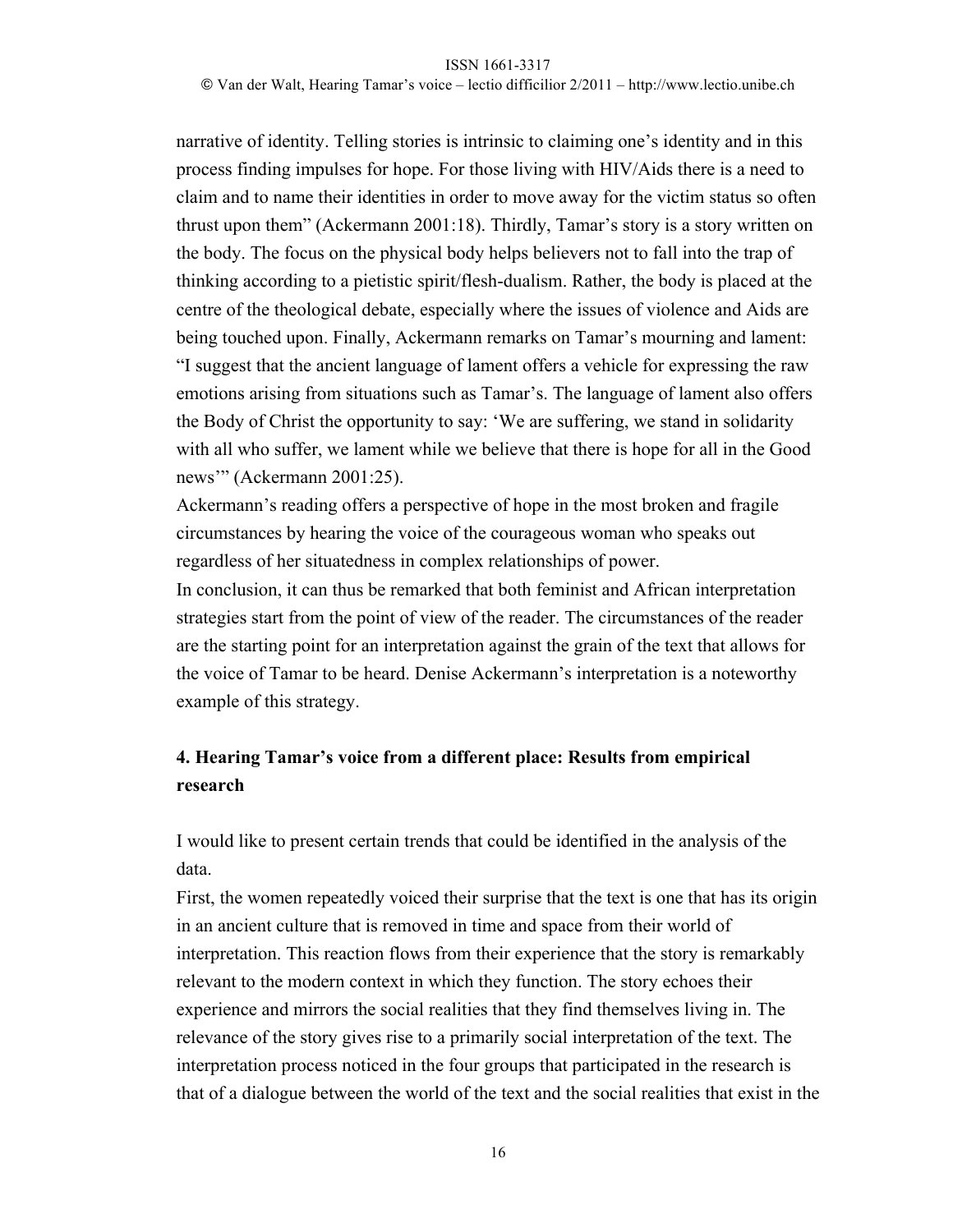narrative of identity. Telling stories is intrinsic to claiming one's identity and in this process finding impulses for hope. For those living with HIV/Aids there is a need to claim and to name their identities in order to move away for the victim status so often thrust upon them" (Ackermann 2001:18). Thirdly, Tamar's story is a story written on the body. The focus on the physical body helps believers not to fall into the trap of thinking according to a pietistic spirit/flesh-dualism. Rather, the body is placed at the centre of the theological debate, especially where the issues of violence and Aids are being touched upon. Finally, Ackermann remarks on Tamar's mourning and lament: "I suggest that the ancient language of lament offers a vehicle for expressing the raw emotions arising from situations such as Tamar's. The language of lament also offers the Body of Christ the opportunity to say: 'We are suffering, we stand in solidarity with all who suffer, we lament while we believe that there is hope for all in the Good news'" (Ackermann 2001:25).

Ackermann's reading offers a perspective of hope in the most broken and fragile circumstances by hearing the voice of the courageous woman who speaks out regardless of her situatedness in complex relationships of power.

In conclusion, it can thus be remarked that both feminist and African interpretation strategies start from the point of view of the reader. The circumstances of the reader are the starting point for an interpretation against the grain of the text that allows for the voice of Tamar to be heard. Denise Ackermann's interpretation is a noteworthy example of this strategy.

## 4. Hearing Tamar's voice from a different place: Results from empirical research

I would like to present certain trends that could be identified in the analysis of the data.

First, the women repeatedly voiced their surprise that the text is one that has its origin in an ancient culture that is removed in time and space from their world of interpretation. This reaction flows from their experience that the story is remarkably relevant to the modern context in which they function. The story echoes their experience and mirrors the social realities that they find themselves living in. The relevance of the story gives rise to a primarily social interpretation of the text. The interpretation process noticed in the four groups that participated in the research is that of a dialogue between the world of the text and the social realities that exist in the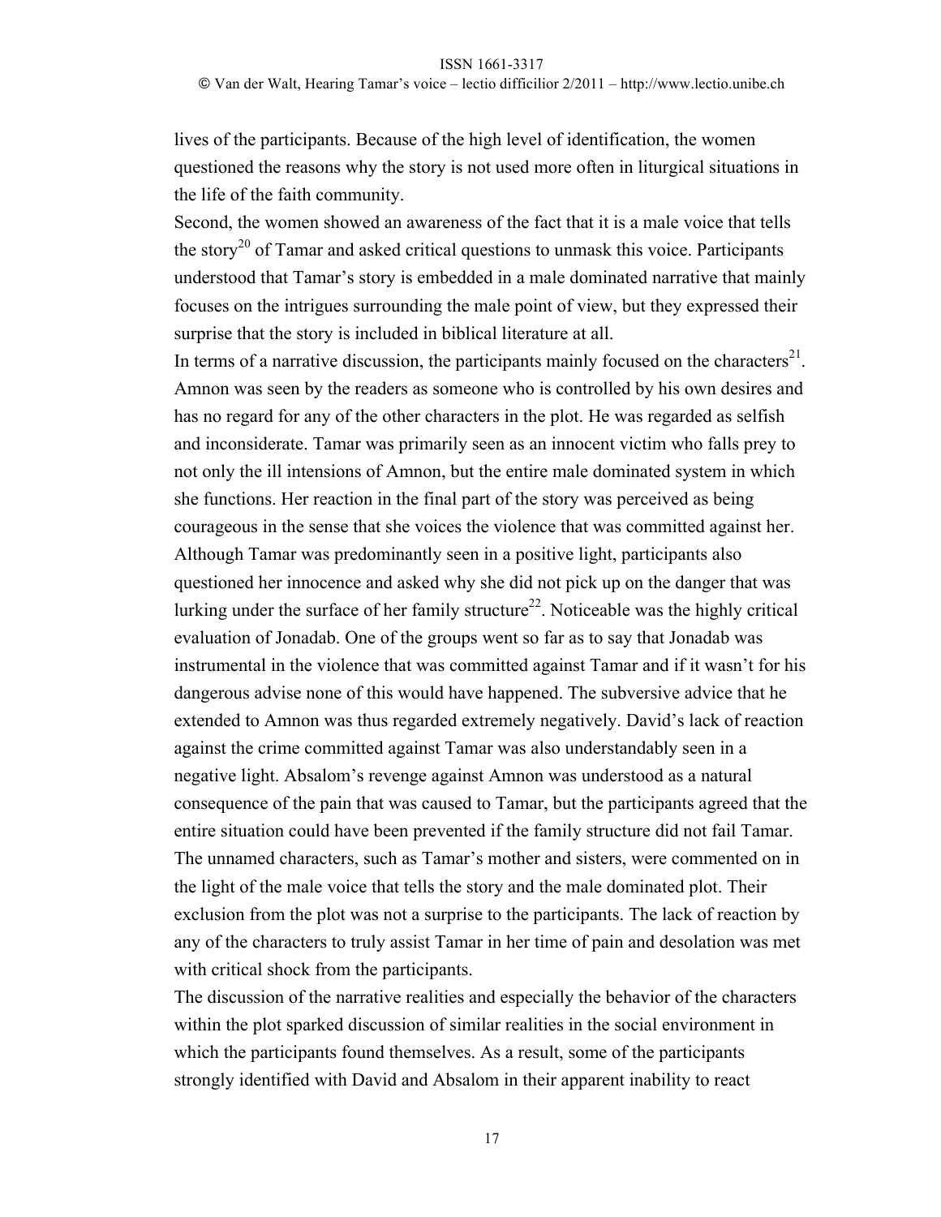lives of the participants. Because of the high level of identification, the women questioned the reasons why the story is not used more often in liturgical situations in the life of the faith community.

Second, the women showed an awareness of the fact that it is a male voice that tells the story[20] of Tamar and asked critical questions to unmask this voice. Participants understood that Tamar's story is embedded in a male dominated narrative that mainly focuses on the intrigues surrounding the male point of view, but they expressed their surprise that the story is included in biblical literature at all.

In terms of a narrative discussion, the participants mainly focused on the characters[21]. Amnon was seen by the readers as someone who is controlled by his own desires and has no regard for any of the other characters in the plot. He was regarded as selfish and inconsiderate. Tamar was primarily seen as an innocent victim who falls prey to not only the ill intensions of Amnon, but the entire male dominated system in which she functions. Her reaction in the final part of the story was perceived as being courageous in the sense that she voices the violence that was committed against her. Although Tamar was predominantly seen in a positive light, participants also questioned her innocence and asked why she did not pick up on the danger that was lurking under the surface of her family structure[22]. Noticeable was the highly critical evaluation of Jonadab. One of the groups went so far as to say that Jonadab was instrumental in the violence that was committed against Tamar and if it wasn't for his dangerous advise none of this would have happened. The subversive advice that he extended to Amnon was thus regarded extremely negatively. David's lack of reaction against the crime committed against Tamar was also understandably seen in a negative light. Absalom's revenge against Amnon was understood as a natural consequence of the pain that was caused to Tamar, but the participants agreed that the entire situation could have been prevented if the family structure did not fail Tamar. The unnamed characters, such as Tamar's mother and sisters, were commented on in the light of the male voice that tells the story and the male dominated plot. Their exclusion from the plot was not a surprise to the participants. The lack of reaction by any of the characters to truly assist Tamar in her time of pain and desolation was met with critical shock from the participants.

The discussion of the narrative realities and especially the behavior of the characters within the plot sparked discussion of similar realities in the social environment in which the participants found themselves. As a result, some of the participants strongly identified with David and Absalom in their apparent inability to react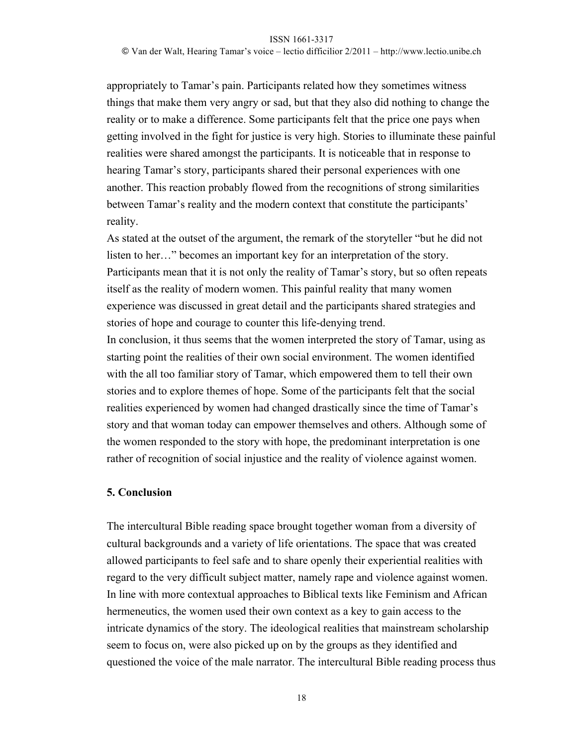appropriately to Tamar's pain. Participants related how they sometimes witness things that make them very angry or sad, but that they also did nothing to change the reality or to make a difference. Some participants felt that the price one pays when getting involved in the fight for justice is very high. Stories to illuminate these painful realities were shared amongst the participants. It is noticeable that in response to hearing Tamar's story, participants shared their personal experiences with one another. This reaction probably flowed from the recognitions of strong similarities between Tamar's reality and the modern context that constitute the participants' reality.

As stated at the outset of the argument, the remark of the storyteller "but he did not listen to her…" becomes an important key for an interpretation of the story. Participants mean that it is not only the reality of Tamar's story, but so often repeats itself as the reality of modern women. This painful reality that many women experience was discussed in great detail and the participants shared strategies and stories of hope and courage to counter this life-denying trend.

In conclusion, it thus seems that the women interpreted the story of Tamar, using as starting point the realities of their own social environment. The women identified with the all too familiar story of Tamar, which empowered them to tell their own stories and to explore themes of hope. Some of the participants felt that the social realities experienced by women had changed drastically since the time of Tamar's story and that woman today can empower themselves and others. Although some of the women responded to the story with hope, the predominant interpretation is one rather of recognition of social injustice and the reality of violence against women.

## 5. Conclusion

The intercultural Bible reading space brought together woman from a diversity of cultural backgrounds and a variety of life orientations. The space that was created allowed participants to feel safe and to share openly their experiential realities with regard to the very difficult subject matter, namely rape and violence against women. In line with more contextual approaches to Biblical texts like Feminism and African hermeneutics, the women used their own context as a key to gain access to the intricate dynamics of the story. The ideological realities that mainstream scholarship seem to focus on, were also picked up on by the groups as they identified and questioned the voice of the male narrator. The intercultural Bible reading process thus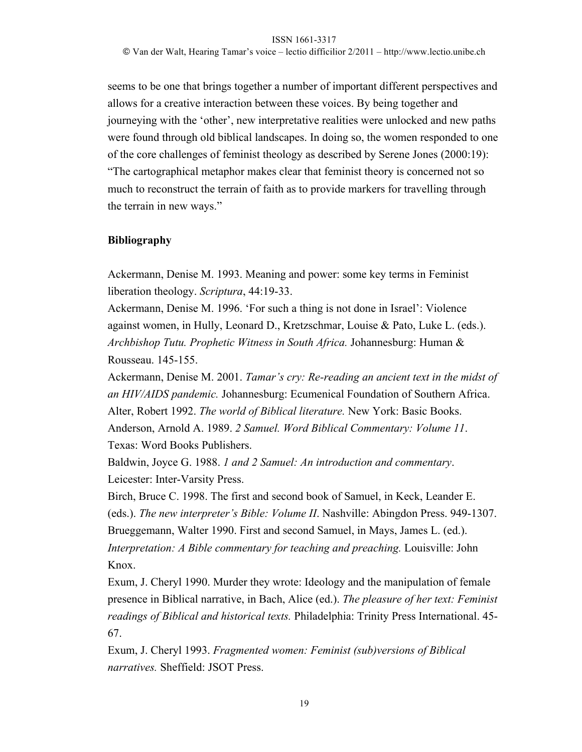seems to be one that brings together a number of important different perspectives and allows for a creative interaction between these voices. By being together and journeying with the 'other', new interpretative realities were unlocked and new paths were found through old biblical landscapes. In doing so, the women responded to one of the core challenges of feminist theology as described by Serene Jones (2000:19): "The cartographical metaphor makes clear that feminist theory is concerned not so much to reconstruct the terrain of faith as to provide markers for travelling through the terrain in new ways."

## Bibliography

Ackermann, Denise M. 1993. Meaning and power: some key terms in Feminist liberation theology. *Scriptura*, 44:19-33.

Ackermann, Denise M. 1996. 'For such a thing is not done in Israel': Violence against women, in Hully, Leonard D., Kretzschmar, Louise & Pato, Luke L. (eds.). *Archbishop Tutu. Prophetic Witness in South Africa.* Johannesburg: Human & Rousseau. 145-155.

Ackermann, Denise M. 2001. *Tamar's cry: Re-reading an ancient text in the midst of an HIV/AIDS pandemic.* Johannesburg: Ecumenical Foundation of Southern Africa.

Alter, Robert 1992. *The world of Biblical literature.* New York: Basic Books.

Anderson, Arnold A. 1989. *2 Samuel. Word Biblical Commentary: Volume 11*. Texas: Word Books Publishers.

Baldwin, Joyce G. 1988. *1 and 2 Samuel: An introduction and commentary*. Leicester: Inter-Varsity Press.

Birch, Bruce C. 1998. The first and second book of Samuel, in Keck, Leander E. (eds.). *The new interpreter's Bible: Volume II*. Nashville: Abingdon Press. 949-1307.

Brueggemann, Walter 1990. First and second Samuel, in Mays, James L. (ed.). *Interpretation: A Bible commentary for teaching and preaching.* Louisville: John Knox.

Exum, J. Cheryl 1990. Murder they wrote: Ideology and the manipulation of female presence in Biblical narrative, in Bach, Alice (ed.). *The pleasure of her text: Feminist readings of Biblical and historical texts.* Philadelphia: Trinity Press International. 45-67.

Exum, J. Cheryl 1993. *Fragmented women: Feminist (sub)versions of Biblical narratives.* Sheffield: JSOT Press.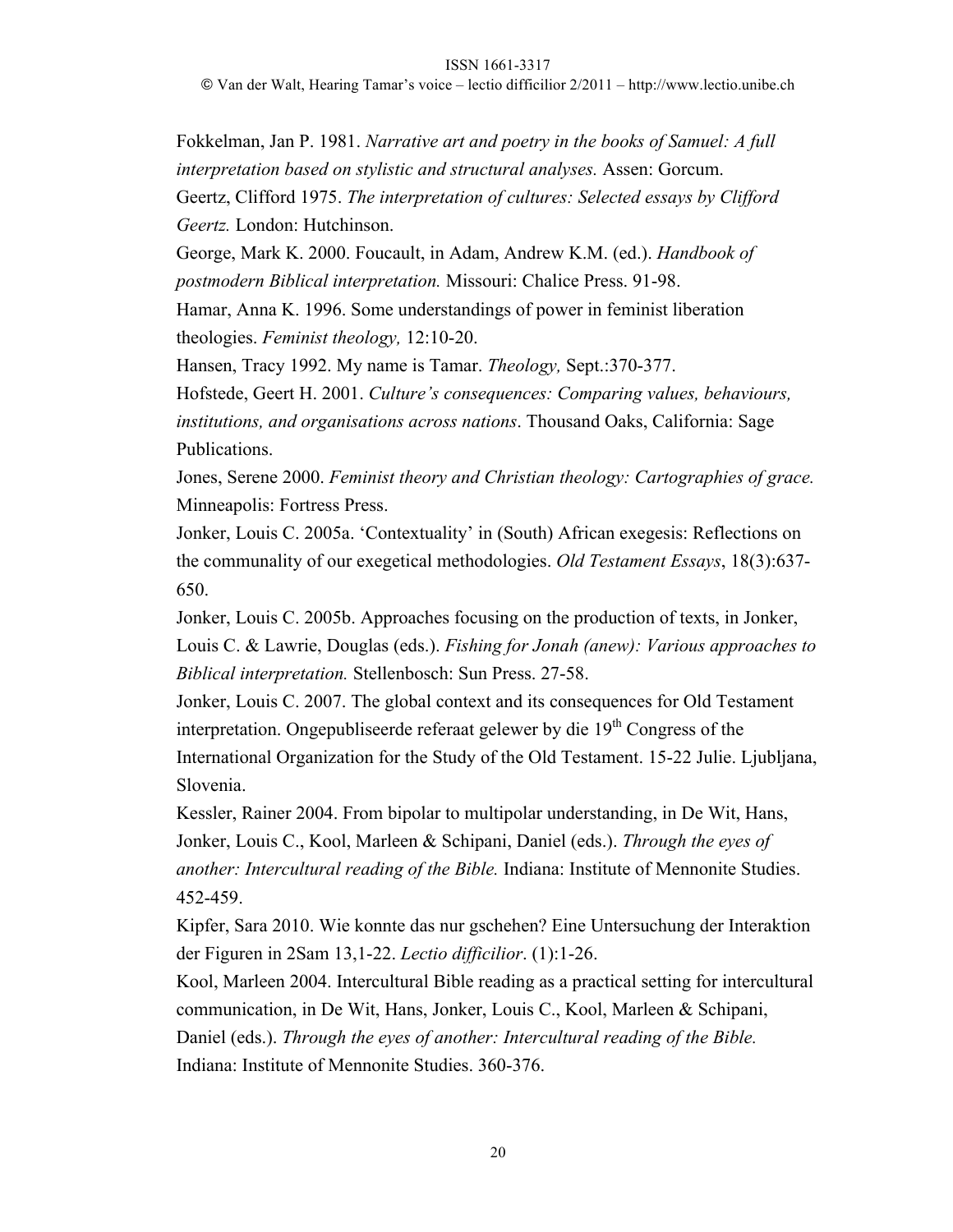Fokkelman, Jan P. 1981. *Narrative art and poetry in the books of Samuel: A full interpretation based on stylistic and structural analyses.* Assen: Gorcum.

Geertz, Clifford 1975. *The interpretation of cultures: Selected essays by Clifford Geertz.* London: Hutchinson.

George, Mark K. 2000. Foucault, in Adam, Andrew K.M. (ed.). *Handbook of postmodern Biblical interpretation.* Missouri: Chalice Press. 91-98.

Hamar, Anna K. 1996. Some understandings of power in feminist liberation theologies. *Feminist theology,* 12:10-20.

Hansen, Tracy 1992. My name is Tamar. *Theology,* Sept.:370-377.

Hofstede, Geert H. 2001. *Culture's consequences: Comparing values, behaviours, institutions, and organisations across nations*. Thousand Oaks, California: Sage Publications.

Jones, Serene 2000. *Feminist theory and Christian theology: Cartographies of grace.* Minneapolis: Fortress Press.

Jonker, Louis C. 2005a. 'Contextuality' in (South) African exegesis: Reflections on the communality of our exegetical methodologies. *Old Testament Essays*, 18(3):637-650.

Jonker, Louis C. 2005b. Approaches focusing on the production of texts, in Jonker, Louis C. & Lawrie, Douglas (eds.). *Fishing for Jonah (anew): Various approaches to Biblical interpretation.* Stellenbosch: Sun Press. 27-58.

Jonker, Louis C. 2007. The global context and its consequences for Old Testament interpretation. Ongepubliseerde referaat gelewer by die 19th Congress of the International Organization for the Study of the Old Testament. 15-22 Julie. Ljubljana, Slovenia.

Kessler, Rainer 2004. From bipolar to multipolar understanding, in De Wit, Hans, Jonker, Louis C., Kool, Marleen & Schipani, Daniel (eds.). *Through the eyes of another: Intercultural reading of the Bible.* Indiana: Institute of Mennonite Studies. 452-459.

Kipfer, Sara 2010. Wie konnte das nur gschehen? Eine Untersuchung der Interaktion der Figuren in 2Sam 13,1-22. *Lectio difficilior*. (1):1-26.

Kool, Marleen 2004. Intercultural Bible reading as a practical setting for intercultural communication, in De Wit, Hans, Jonker, Louis C., Kool, Marleen & Schipani, Daniel (eds.). *Through the eyes of another: Intercultural reading of the Bible.* Indiana: Institute of Mennonite Studies. 360-376.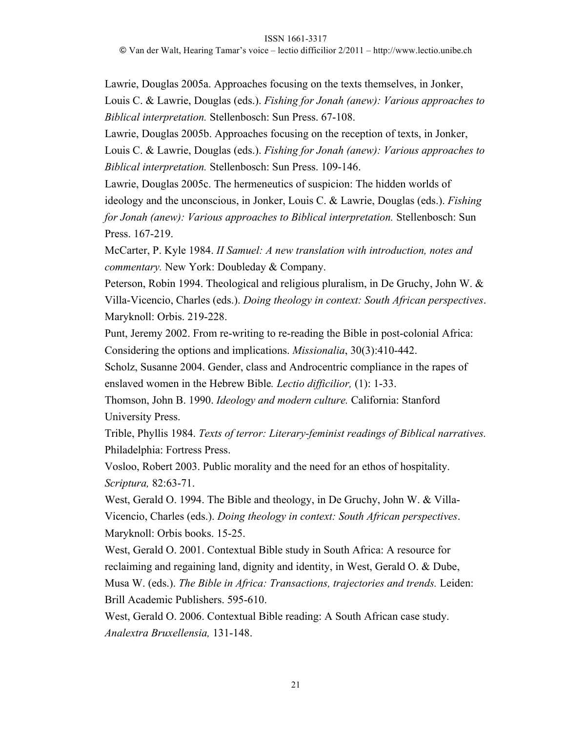Lawrie, Douglas 2005a. Approaches focusing on the texts themselves, in Jonker, Louis C. & Lawrie, Douglas (eds.). *Fishing for Jonah (anew): Various approaches to Biblical interpretation.* Stellenbosch: Sun Press. 67-108.

Lawrie, Douglas 2005b. Approaches focusing on the reception of texts, in Jonker, Louis C. & Lawrie, Douglas (eds.). *Fishing for Jonah (anew): Various approaches to Biblical interpretation.* Stellenbosch: Sun Press. 109-146.

Lawrie, Douglas 2005c. The hermeneutics of suspicion: The hidden worlds of ideology and the unconscious, in Jonker, Louis C. & Lawrie, Douglas (eds.). *Fishing for Jonah (anew): Various approaches to Biblical interpretation.* Stellenbosch: Sun Press. 167-219.

McCarter, P. Kyle 1984. *II Samuel: A new translation with introduction, notes and commentary.* New York: Doubleday & Company.

Peterson, Robin 1994. Theological and religious pluralism, in De Gruchy, John W. & Villa-Vicencio, Charles (eds.). *Doing theology in context: South African perspectives*. Maryknoll: Orbis. 219-228.

Punt, Jeremy 2002. From re-writing to re-reading the Bible in post-colonial Africa: Considering the options and implications. *Missionalia*, 30(3):410-442.

Scholz, Susanne 2004. Gender, class and Androcentric compliance in the rapes of enslaved women in the Hebrew Bible*. Lectio difficilior,* (1): 1-33.

Thomson, John B. 1990. *Ideology and modern culture.* California: Stanford University Press.

Trible, Phyllis 1984. *Texts of terror: Literary-feminist readings of Biblical narratives.* Philadelphia: Fortress Press.

Vosloo, Robert 2003. Public morality and the need for an ethos of hospitality. *Scriptura,* 82:63-71.

West, Gerald O. 1994. The Bible and theology, in De Gruchy, John W. & Villa-Vicencio, Charles (eds.). *Doing theology in context: South African perspectives*. Maryknoll: Orbis books. 15-25.

West, Gerald O. 2001. Contextual Bible study in South Africa: A resource for reclaiming and regaining land, dignity and identity, in West, Gerald O. & Dube, Musa W. (eds.). *The Bible in Africa: Transactions, trajectories and trends.* Leiden: Brill Academic Publishers. 595-610.

West, Gerald O. 2006. Contextual Bible reading: A South African case study. *Analextra Bruxellensia,* 131-148.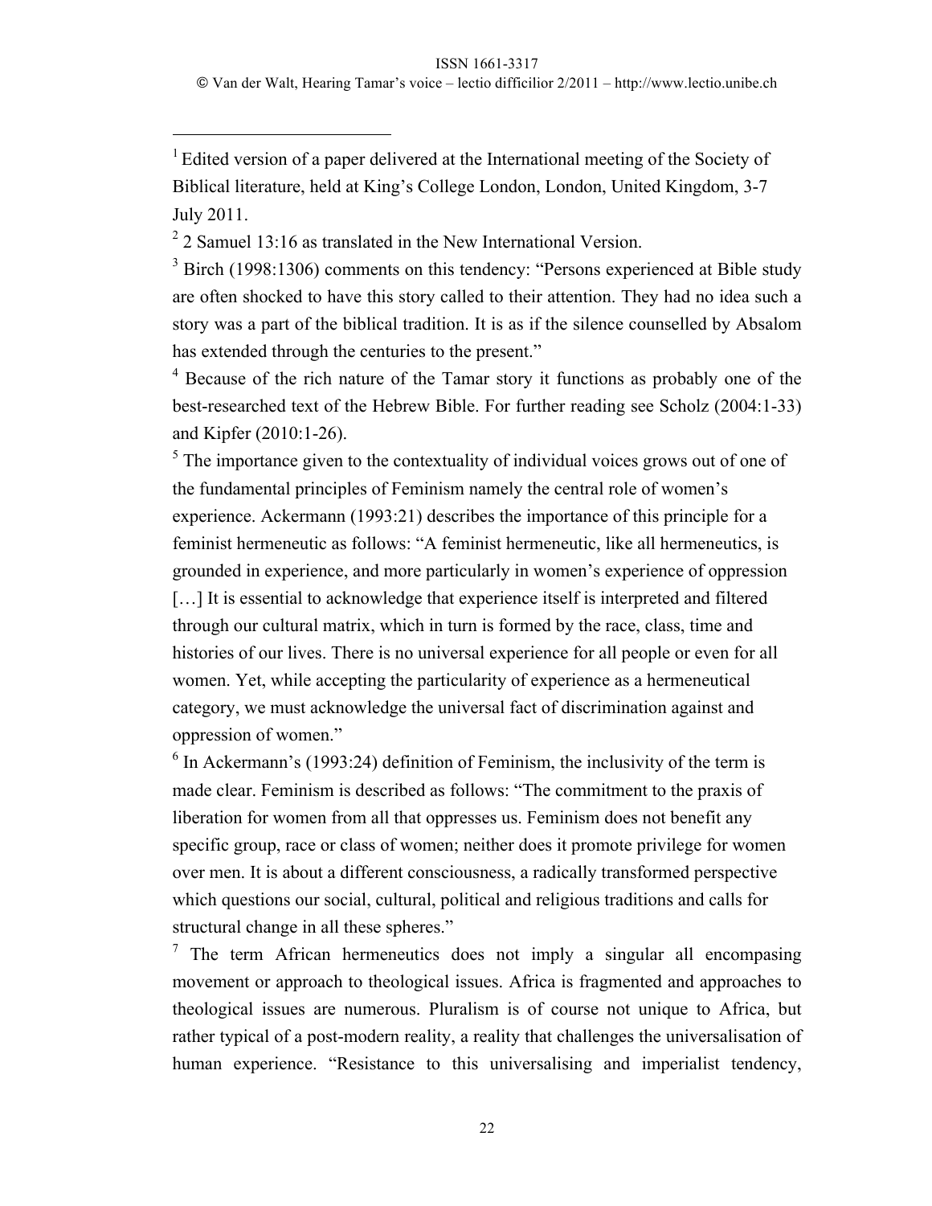[1] Edited version of a paper delivered at the International meeting of the Society of Biblical literature, held at King's College London, London, United Kingdom, 3-7 July 2011.

[2] 2 Samuel 13:16 as translated in the New International Version.

[3] Birch (1998:1306) comments on this tendency: "Persons experienced at Bible study are often shocked to have this story called to their attention. They had no idea such a story was a part of the biblical tradition. It is as if the silence counselled by Absalom has extended through the centuries to the present."

[4] Because of the rich nature of the Tamar story it functions as probably one of the best-researched text of the Hebrew Bible. For further reading see Scholz (2004:1-33) and Kipfer (2010:1-26).

[5] The importance given to the contextuality of individual voices grows out of one of the fundamental principles of Feminism namely the central role of women's experience. Ackermann (1993:21) describes the importance of this principle for a feminist hermeneutic as follows: "A feminist hermeneutic, like all hermeneutics, is grounded in experience, and more particularly in women's experience of oppression […] It is essential to acknowledge that experience itself is interpreted and filtered through our cultural matrix, which in turn is formed by the race, class, time and histories of our lives. There is no universal experience for all people or even for all women. Yet, while accepting the particularity of experience as a hermeneutical category, we must acknowledge the universal fact of discrimination against and oppression of women."

[6] In Ackermann's (1993:24) definition of Feminism, the inclusivity of the term is made clear. Feminism is described as follows: "The commitment to the praxis of liberation for women from all that oppresses us. Feminism does not benefit any specific group, race or class of women; neither does it promote privilege for women over men. It is about a different consciousness, a radically transformed perspective which questions our social, cultural, political and religious traditions and calls for structural change in all these spheres."

[7] The term African hermeneutics does not imply a singular all encompasing movement or approach to theological issues. Africa is fragmented and approaches to theological issues are numerous. Pluralism is of course not unique to Africa, but rather typical of a post-modern reality, a reality that challenges the universalisation of human experience. "Resistance to this universalising and imperialist tendency,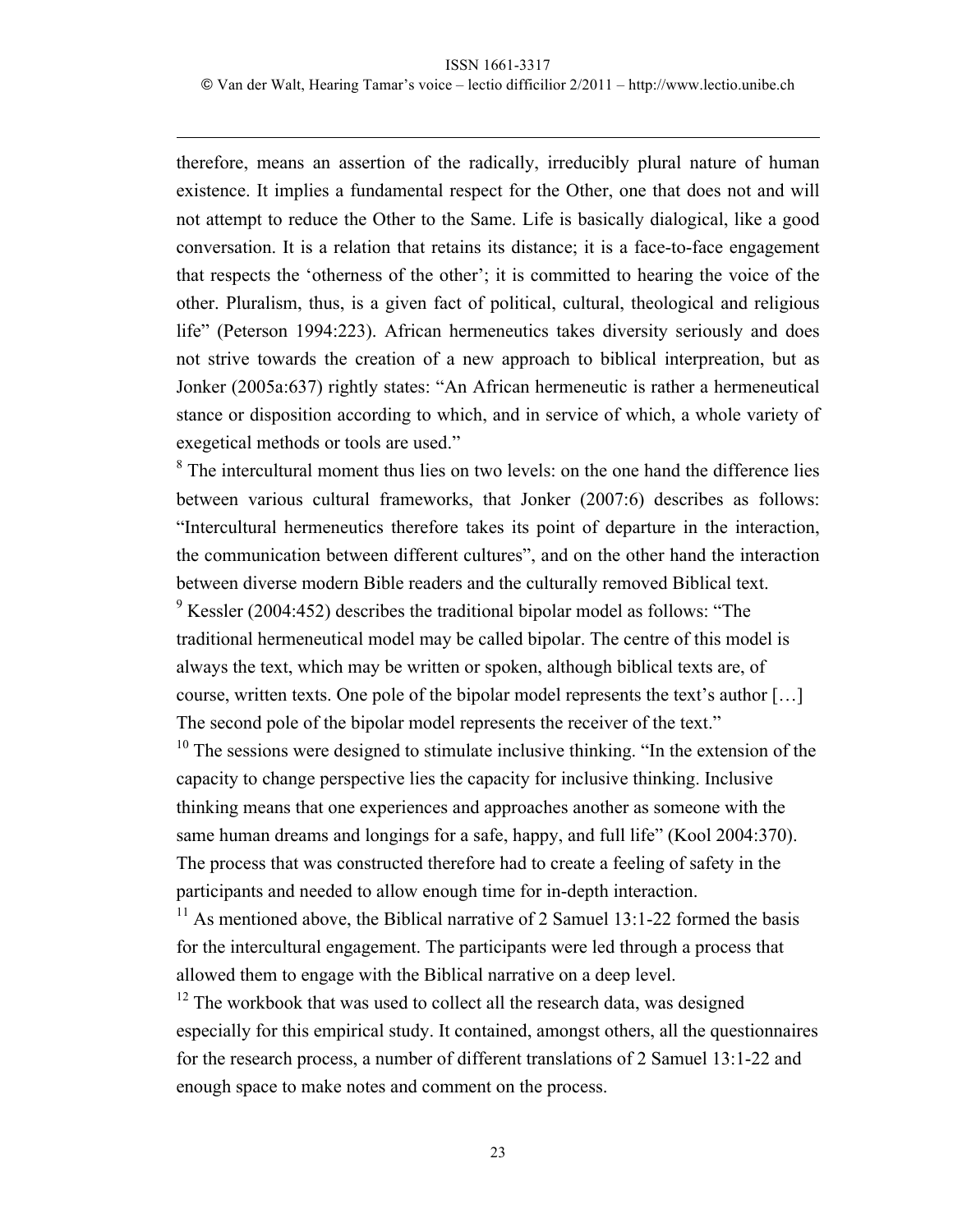therefore, means an assertion of the radically, irreducibly plural nature of human existence. It implies a fundamental respect for the Other, one that does not and will not attempt to reduce the Other to the Same. Life is basically dialogical, like a good conversation. It is a relation that retains its distance; it is a face-to-face engagement that respects the 'otherness of the other'; it is committed to hearing the voice of the other. Pluralism, thus, is a given fact of political, cultural, theological and religious life" (Peterson 1994:223). African hermeneutics takes diversity seriously and does not strive towards the creation of a new approach to biblical interpreation, but as Jonker (2005a:637) rightly states: "An African hermeneutic is rather a hermeneutical stance or disposition according to which, and in service of which, a whole variety of exegetical methods or tools are used."

[8] The intercultural moment thus lies on two levels: on the one hand the difference lies between various cultural frameworks, that Jonker (2007:6) describes as follows: "Intercultural hermeneutics therefore takes its point of departure in the interaction, the communication between different cultures", and on the other hand the interaction between diverse modern Bible readers and the culturally removed Biblical text.

[9] Kessler (2004:452) describes the traditional bipolar model as follows: "The traditional hermeneutical model may be called bipolar. The centre of this model is always the text, which may be written or spoken, although biblical texts are, of course, written texts. One pole of the bipolar model represents the text's author […] The second pole of the bipolar model represents the receiver of the text."

[10] The sessions were designed to stimulate inclusive thinking. "In the extension of the capacity to change perspective lies the capacity for inclusive thinking. Inclusive thinking means that one experiences and approaches another as someone with the same human dreams and longings for a safe, happy, and full life" (Kool 2004:370). The process that was constructed therefore had to create a feeling of safety in the participants and needed to allow enough time for in-depth interaction.

[11] As mentioned above, the Biblical narrative of 2 Samuel 13:1-22 formed the basis for the intercultural engagement. The participants were led through a process that allowed them to engage with the Biblical narrative on a deep level.

[12] The workbook that was used to collect all the research data, was designed especially for this empirical study. It contained, amongst others, all the questionnaires for the research process, a number of different translations of 2 Samuel 13:1-22 and enough space to make notes and comment on the process.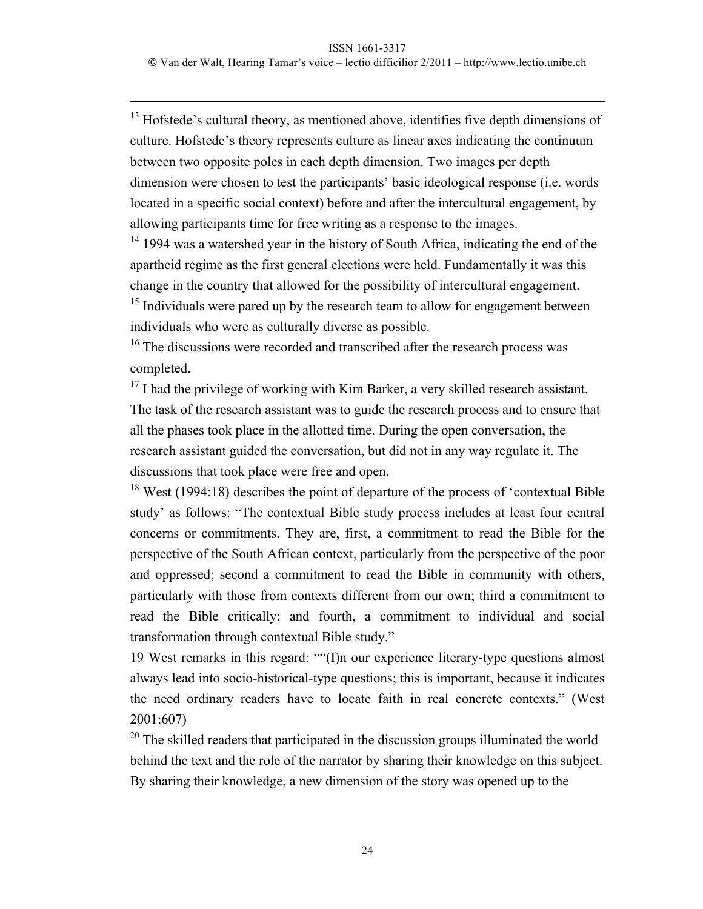[13] Hofstede's cultural theory, as mentioned above, identifies five depth dimensions of culture. Hofstede's theory represents culture as linear axes indicating the continuum between two opposite poles in each depth dimension. Two images per depth dimension were chosen to test the participants' basic ideological response (i.e. words located in a specific social context) before and after the intercultural engagement, by allowing participants time for free writing as a response to the images.

[14] 1994 was a watershed year in the history of South Africa, indicating the end of the apartheid regime as the first general elections were held. Fundamentally it was this change in the country that allowed for the possibility of intercultural engagement.

[15] Individuals were pared up by the research team to allow for engagement between individuals who were as culturally diverse as possible.

[16] The discussions were recorded and transcribed after the research process was completed.

[17] I had the privilege of working with Kim Barker, a very skilled research assistant. The task of the research assistant was to guide the research process and to ensure that all the phases took place in the allotted time. During the open conversation, the research assistant guided the conversation, but did not in any way regulate it. The discussions that took place were free and open.

[18] West (1994:18) describes the point of departure of the process of 'contextual Bible study' as follows: "The contextual Bible study process includes at least four central concerns or commitments. They are, first, a commitment to read the Bible for the perspective of the South African context, particularly from the perspective of the poor and oppressed; second a commitment to read the Bible in community with others, particularly with those from contexts different from our own; third a commitment to read the Bible critically; and fourth, a commitment to individual and social transformation through contextual Bible study."

19 West remarks in this regard: ""(I)n our experience literary-type questions almost always lead into socio-historical-type questions; this is important, because it indicates the need ordinary readers have to locate faith in real concrete contexts." (West 2001:607)

[20] The skilled readers that participated in the discussion groups illuminated the world behind the text and the role of the narrator by sharing their knowledge on this subject. By sharing their knowledge, a new dimension of the story was opened up to the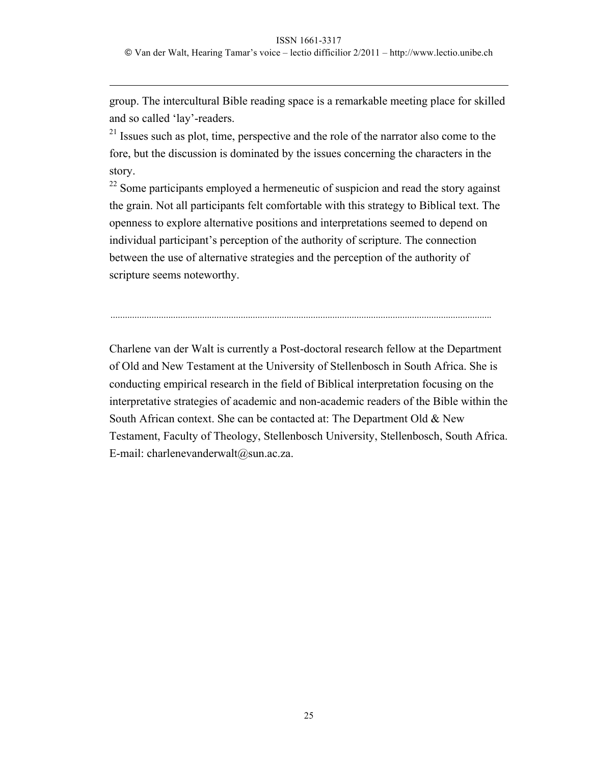group. The intercultural Bible reading space is a remarkable meeting place for skilled and so called 'lay'-readers.

[21] Issues such as plot, time, perspective and the role of the narrator also come to the fore, but the discussion is dominated by the issues concerning the characters in the story.

[22] Some participants employed a hermeneutic of suspicion and read the story against the grain. Not all participants felt comfortable with this strategy to Biblical text. The openness to explore alternative positions and interpretations seemed to depend on individual participant's perception of the authority of scripture. The connection between the use of alternative strategies and the perception of the authority of scripture seems noteworthy.

---

Charlene van der Walt is currently a Post-doctoral research fellow at the Department of Old and New Testament at the University of Stellenbosch in South Africa. She is conducting empirical research in the field of Biblical interpretation focusing on the interpretative strategies of academic and non-academic readers of the Bible within the South African context. She can be contacted at: The Department Old & New Testament, Faculty of Theology, Stellenbosch University, Stellenbosch, South Africa. E-mail: charlenevanderwalt@sun.ac.za.